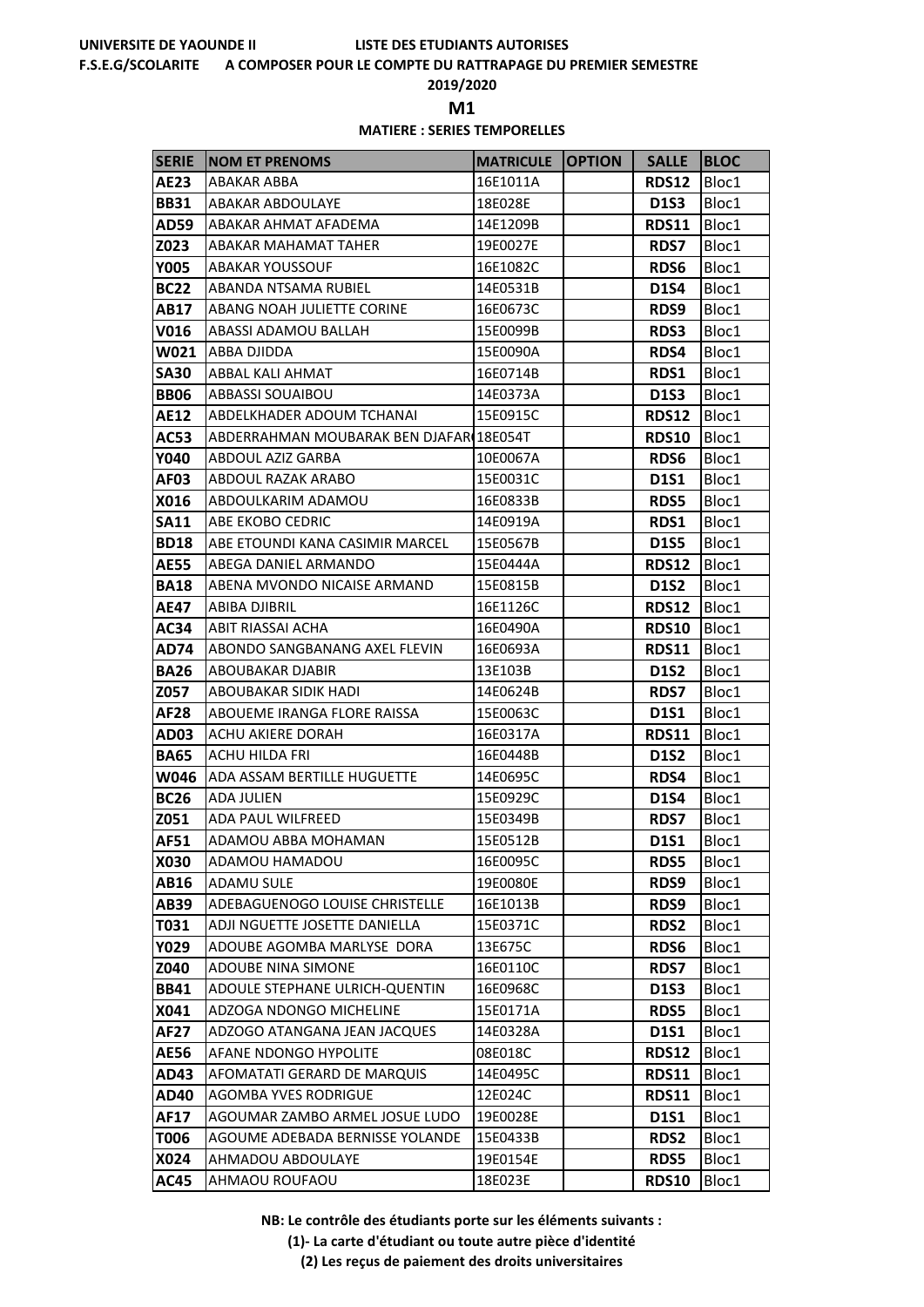UNIVERSITE DE YAOUNDE II LISTE DES ETUDIANTS AUTORISES

F.S.E.G/SCOLARITE A COMPOSER POUR LE COMPTE DU RATTRAPAGE DU PREMIER SEMESTRE

2019/2020

**M1**

**MATIERE : SERIES TEMPORELLES**

| SERIE | NOM ET PRENOMS | MATRICULE | OPTION | SALLE | BLOC |
|---|---|---|---|---|---|
| **AE23** | ABAKAR ABBA | 16E1011A | | **RDS12** | Bloc1 |
| **BB31** | ABAKAR ABDOULAYE | 18E028E | | **D1S3** | Bloc1 |
| **AD59** | ABAKAR AHMAT AFADEMA | 14E1209B | | **RDS11** | Bloc1 |
| **Z023** | ABAKAR MAHAMAT TAHER | 19E0027E | | **RDS7** | Bloc1 |
| **Y005** | ABAKAR YOUSSOUF | 16E1082C | | **RDS6** | Bloc1 |
| **BC22** | ABANDA NTSAMA RUBIEL | 14E0531B | | **D1S4** | Bloc1 |
| **AB17** | ABANG NOAH JULIETTE CORINE | 16E0673C | | **RDS9** | Bloc1 |
| **V016** | ABASSI ADAMOU BALLAH | 15E0099B | | **RDS3** | Bloc1 |
| **W021** | ABBA DJIDDA | 15E0090A | | **RDS4** | Bloc1 |
| **SA30** | ABBAL KALI AHMAT | 16E0714B | | **RDS1** | Bloc1 |
| **BB06** | ABBASSI SOUAIBOU | 14E0373A | | **D1S3** | Bloc1 |
| **AE12** | ABDELKHADER ADOUM TCHANAI | 15E0915C | | **RDS12** | Bloc1 |
| **AC53** | ABDERRAHMAN MOUBARAK BEN DJAFAR | 18E054T | | **RDS10** | Bloc1 |
| **Y040** | ABDOUL AZIZ GARBA | 10E0067A | | **RDS6** | Bloc1 |
| **AF03** | ABDOUL RAZAK ARABO | 15E0031C | | **D1S1** | Bloc1 |
| **X016** | ABDOULKARIM ADAMOU | 16E0833B | | **RDS5** | Bloc1 |
| **SA11** | ABE EKOBO CEDRIC | 14E0919A | | **RDS1** | Bloc1 |
| **BD18** | ABE ETOUNDI KANA CASIMIR MARCEL | 15E0567B | | **D1S5** | Bloc1 |
| **AE55** | ABEGA DANIEL ARMANDO | 15E0444A | | **RDS12** | Bloc1 |
| **BA18** | ABENA MVONDO NICAISE ARMAND | 15E0815B | | **D1S2** | Bloc1 |
| **AE47** | ABIBA DJIBRIL | 16E1126C | | **RDS12** | Bloc1 |
| **AC34** | ABIT RIASSAI ACHA | 16E0490A | | **RDS10** | Bloc1 |
| **AD74** | ABONDO SANGBANANG AXEL FLEVIN | 16E0693A | | **RDS11** | Bloc1 |
| **BA26** | ABOUBAKAR DJABIR | 13E103B | | **D1S2** | Bloc1 |
| **Z057** | ABOUBAKAR SIDIK HADI | 14E0624B | | **RDS7** | Bloc1 |
| **AF28** | ABOUEME IRANGA FLORE RAISSA | 15E0063C | | **D1S1** | Bloc1 |
| **AD03** | ACHU AKIERE DORAH | 16E0317A | | **RDS11** | Bloc1 |
| **BA65** | ACHU HILDA FRI | 16E0448B | | **D1S2** | Bloc1 |
| **W046** | ADA ASSAM BERTILLE HUGUETTE | 14E0695C | | **RDS4** | Bloc1 |
| **BC26** | ADA JULIEN | 15E0929C | | **D1S4** | Bloc1 |
| **Z051** | ADA PAUL WILFREED | 15E0349B | | **RDS7** | Bloc1 |
| **AF51** | ADAMOU ABBA MOHAMAN | 15E0512B | | **D1S1** | Bloc1 |
| **X030** | ADAMOU HAMADOU | 16E0095C | | **RDS5** | Bloc1 |
| **AB16** | ADAMU SULE | 19E0080E | | **RDS9** | Bloc1 |
| **AB39** | ADEBAGUENOGO LOUISE CHRISTELLE | 16E1013B | | **RDS9** | Bloc1 |
| **T031** | ADJI NGUETTE JOSETTE DANIELLA | 15E0371C | | **RDS2** | Bloc1 |
| **Y029** | ADOUBE AGOMBA MARLYSE DORA | 13E675C | | **RDS6** | Bloc1 |
| **Z040** | ADOUBE NINA SIMONE | 16E0110C | | **RDS7** | Bloc1 |
| **BB41** | ADOULE STEPHANE ULRICH-QUENTIN | 16E0968C | | **D1S3** | Bloc1 |
| **X041** | ADZOGA NDONGO MICHELINE | 15E0171A | | **RDS5** | Bloc1 |
| **AF27** | ADZOGO ATANGANA JEAN JACQUES | 14E0328A | | **D1S1** | Bloc1 |
| **AE56** | AFANE NDONGO HYPOLITE | 08E018C | | **RDS12** | Bloc1 |
| **AD43** | AFOMATATI GERARD DE MARQUIS | 14E0495C | | **RDS11** | Bloc1 |
| **AD40** | AGOMBA YVES RODRIGUE | 12E024C | | **RDS11** | Bloc1 |
| **AF17** | AGOUMAR ZAMBO ARMEL JOSUE LUDO | 19E0028E | | **D1S1** | Bloc1 |
| **T006** | AGOUME ADEBADA BERNISSE YOLANDE | 15E0433B | | **RDS2** | Bloc1 |
| **X024** | AHMADOU ABDOULAYE | 19E0154E | | **RDS5** | Bloc1 |
| **AC45** | AHMAOU ROUFAOU | 18E023E | | **RDS10** | Bloc1 |

**NB: Le contrôle des étudiants porte sur les éléments suivants :**

**(1)- La carte d'étudiant ou toute autre pièce d'identité**

**(2) Les reçus de paiement des droits universitaires**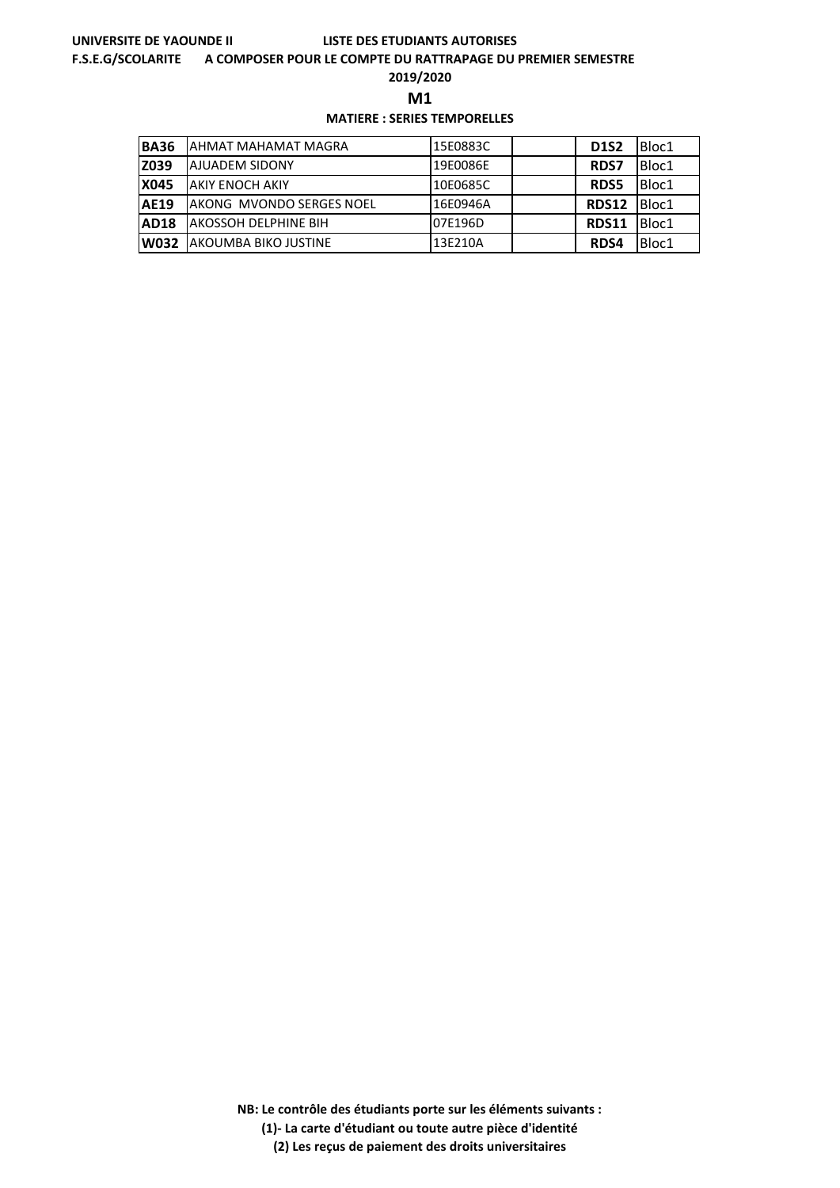**UNIVERSITE DE YAOUNDE II** **LISTE DES ETUDIANTS AUTORISES**

**F.S.E.G/SCOLARITE** **A COMPOSER POUR LE COMPTE DU RATTRAPAGE DU PREMIER SEMESTRE**

**2019/2020**

## M1

**MATIERE : SERIES TEMPORELLES**

| | | | | | |
|---|---|---|---|---|---|
| **BA36** | AHMAT MAHAMAT MAGRA | 15E0883C | | **D1S2** | Bloc1 |
| **Z039** | AJUADEM SIDONY | 19E0086E | | **RDS7** | Bloc1 |
| **X045** | AKIY ENOCH AKIY | 10E0685C | | **RDS5** | Bloc1 |
| **AE19** | AKONG MVONDO SERGES NOEL | 16E0946A | | **RDS12** | Bloc1 |
| **AD18** | AKOSSOH DELPHINE BIH | 07E196D | | **RDS11** | Bloc1 |
| **W032** | AKOUMBA BIKO JUSTINE | 13E210A | | **RDS4** | Bloc1 |

**NB: Le contrôle des étudiants porte sur les éléments suivants :**

**(1)- La carte d'étudiant ou toute autre pièce d'identité**

**(2) Les reçus de paiement des droits universitaires**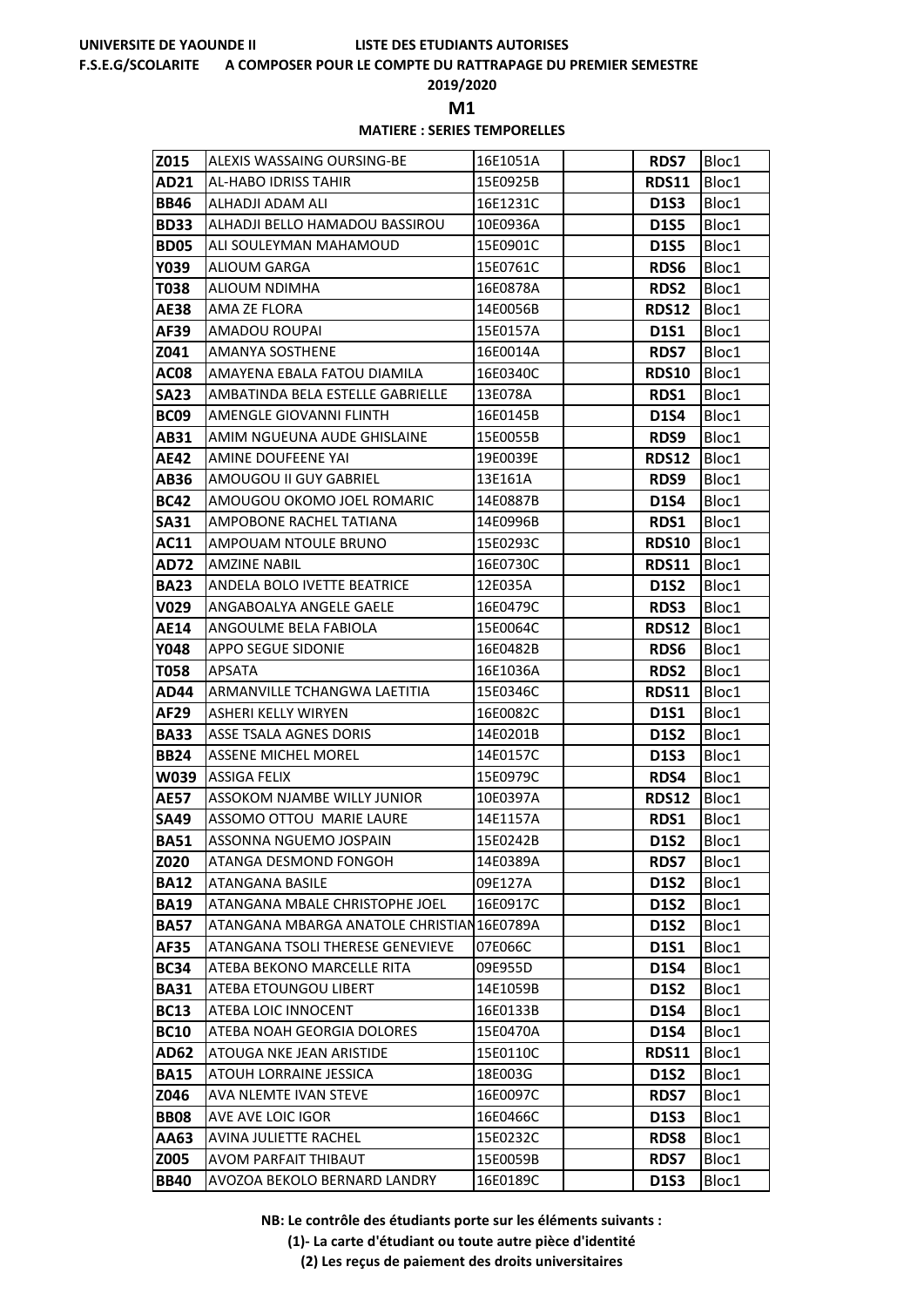UNIVERSITE DE YAOUNDE II — LISTE DES ETUDIANTS AUTORISES

F.S.E.G/SCOLARITE — A COMPOSER POUR LE COMPTE DU RATTRAPAGE DU PREMIER SEMESTRE

2019/2020

**M1**

**MATIERE : SERIES TEMPORELLES**

| | | | | | |
|---|---|---|---|---|---|
| **Z015** | ALEXIS WASSAING OURSING-BE | 16E1051A | | **RDS7** | Bloc1 |
| **AD21** | AL-HABO IDRISS TAHIR | 15E0925B | | **RDS11** | Bloc1 |
| **BB46** | ALHADJI ADAM ALI | 16E1231C | | **D1S3** | Bloc1 |
| **BD33** | ALHADJI BELLO HAMADOU BASSIROU | 10E0936A | | **D1S5** | Bloc1 |
| **BD05** | ALI SOULEYMAN MAHAMOUD | 15E0901C | | **D1S5** | Bloc1 |
| **Y039** | ALIOUM GARGA | 15E0761C | | **RDS6** | Bloc1 |
| **T038** | ALIOUM NDIMHA | 16E0878A | | **RDS2** | Bloc1 |
| **AE38** | AMA ZE FLORA | 14E0056B | | **RDS12** | Bloc1 |
| **AF39** | AMADOU ROUPAI | 15E0157A | | **D1S1** | Bloc1 |
| **Z041** | AMANYA SOSTHENE | 16E0014A | | **RDS7** | Bloc1 |
| **AC08** | AMAYENA EBALA FATOU DIAMILA | 16E0340C | | **RDS10** | Bloc1 |
| **SA23** | AMBATINDA BELA ESTELLE GABRIELLE | 13E078A | | **RDS1** | Bloc1 |
| **BC09** | AMENGLE GIOVANNI FLINTH | 16E0145B | | **D1S4** | Bloc1 |
| **AB31** | AMIM NGUEUNA AUDE GHISLAINE | 15E0055B | | **RDS9** | Bloc1 |
| **AE42** | AMINE DOUFEENE YAI | 19E0039E | | **RDS12** | Bloc1 |
| **AB36** | AMOUGOU II GUY GABRIEL | 13E161A | | **RDS9** | Bloc1 |
| **BC42** | AMOUGOU OKOMO JOEL ROMARIC | 14E0887B | | **D1S4** | Bloc1 |
| **SA31** | AMPOBONE RACHEL TATIANA | 14E0996B | | **RDS1** | Bloc1 |
| **AC11** | AMPOUAM NTOULE BRUNO | 15E0293C | | **RDS10** | Bloc1 |
| **AD72** | AMZINE NABIL | 16E0730C | | **RDS11** | Bloc1 |
| **BA23** | ANDELA BOLO IVETTE BEATRICE | 12E035A | | **D1S2** | Bloc1 |
| **V029** | ANGABOALYA ANGELE GAELE | 16E0479C | | **RDS3** | Bloc1 |
| **AE14** | ANGOULME BELA FABIOLA | 15E0064C | | **RDS12** | Bloc1 |
| **Y048** | APPO SEGUE SIDONIE | 16E0482B | | **RDS6** | Bloc1 |
| **T058** | APSATA | 16E1036A | | **RDS2** | Bloc1 |
| **AD44** | ARMANVILLE TCHANGWA LAETITIA | 15E0346C | | **RDS11** | Bloc1 |
| **AF29** | ASHERI KELLY WIRYEN | 16E0082C | | **D1S1** | Bloc1 |
| **BA33** | ASSE TSALA AGNES DORIS | 14E0201B | | **D1S2** | Bloc1 |
| **BB24** | ASSENE MICHEL MOREL | 14E0157C | | **D1S3** | Bloc1 |
| **W039** | ASSIGA FELIX | 15E0979C | | **RDS4** | Bloc1 |
| **AE57** | ASSOKOM NJAMBE WILLY JUNIOR | 10E0397A | | **RDS12** | Bloc1 |
| **SA49** | ASSOMO OTTOU MARIE LAURE | 14E1157A | | **RDS1** | Bloc1 |
| **BA51** | ASSONNA NGUEMO JOSPAIN | 15E0242B | | **D1S2** | Bloc1 |
| **Z020** | ATANGA DESMOND FONGOH | 14E0389A | | **RDS7** | Bloc1 |
| **BA12** | ATANGANA BASILE | 09E127A | | **D1S2** | Bloc1 |
| **BA19** | ATANGANA MBALE CHRISTOPHE JOEL | 16E0917C | | **D1S2** | Bloc1 |
| **BA57** | ATANGANA MBARGA ANATOLE CHRISTIAN | 16E0789A | | **D1S2** | Bloc1 |
| **AF35** | ATANGANA TSOLI THERESE GENEVIEVE | 07E066C | | **D1S1** | Bloc1 |
| **BC34** | ATEBA BEKONO MARCELLE RITA | 09E955D | | **D1S4** | Bloc1 |
| **BA31** | ATEBA ETOUNGOU LIBERT | 14E1059B | | **D1S2** | Bloc1 |
| **BC13** | ATEBA LOIC INNOCENT | 16E0133B | | **D1S4** | Bloc1 |
| **BC10** | ATEBA NOAH GEORGIA DOLORES | 15E0470A | | **D1S4** | Bloc1 |
| **AD62** | ATOUGA NKE JEAN ARISTIDE | 15E0110C | | **RDS11** | Bloc1 |
| **BA15** | ATOUH LORRAINE JESSICA | 18E003G | | **D1S2** | Bloc1 |
| **Z046** | AVA NLEMTE IVAN STEVE | 16E0097C | | **RDS7** | Bloc1 |
| **BB08** | AVE AVE LOIC IGOR | 16E0466C | | **D1S3** | Bloc1 |
| **AA63** | AVINA JULIETTE RACHEL | 15E0232C | | **RDS8** | Bloc1 |
| **Z005** | AVOM PARFAIT THIBAUT | 15E0059B | | **RDS7** | Bloc1 |
| **BB40** | AVOZOA BEKOLO BERNARD LANDRY | 16E0189C | | **D1S3** | Bloc1 |

**NB: Le contrôle des étudiants porte sur les éléments suivants :**

**(1)- La carte d'étudiant ou toute autre pièce d'identité**

**(2) Les reçus de paiement des droits universitaires**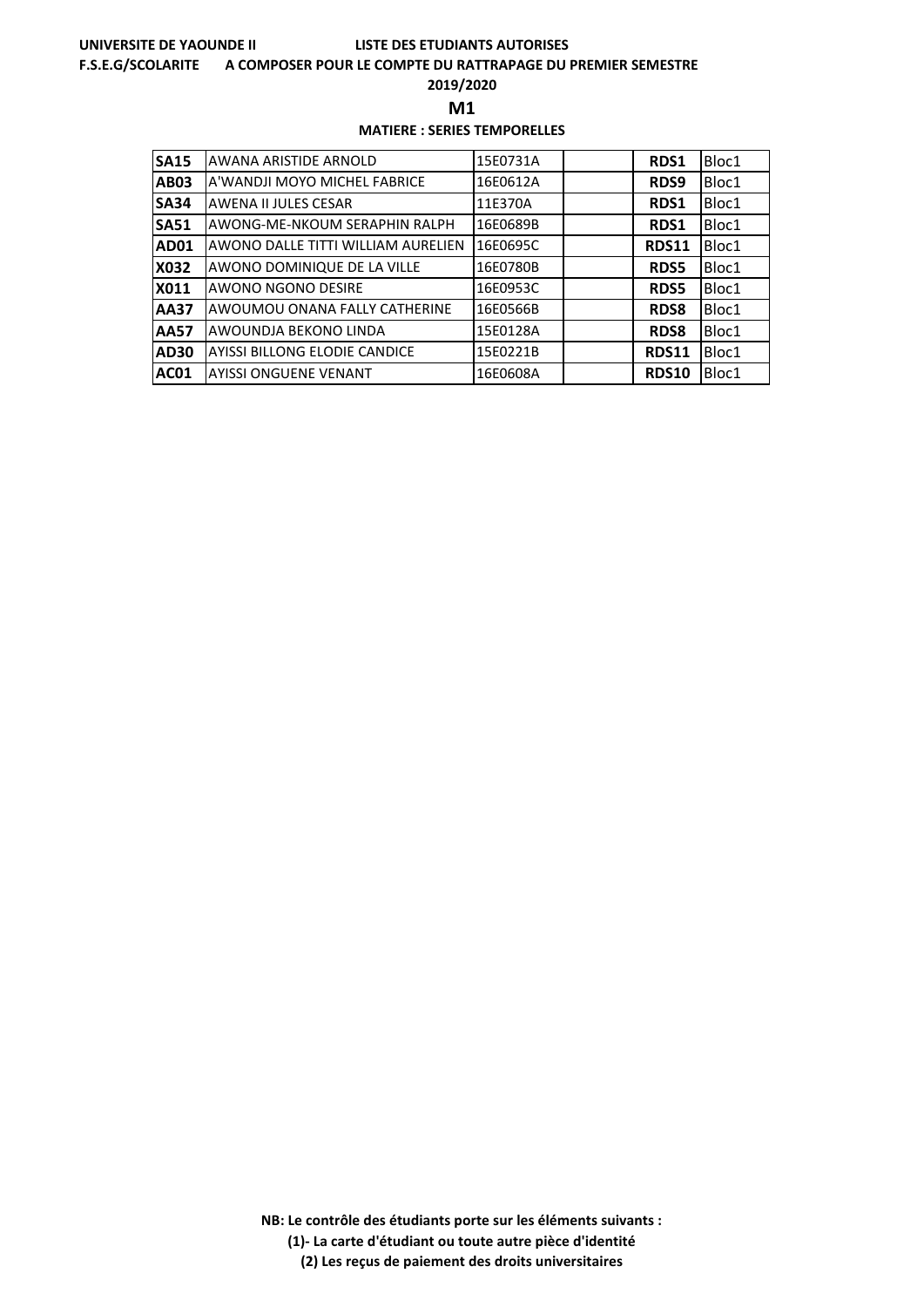**UNIVERSITE DE YAOUNDE II** **LISTE DES ETUDIANTS AUTORISES**

**F.S.E.G/SCOLARITE** **A COMPOSER POUR LE COMPTE DU RATTRAPAGE DU PREMIER SEMESTRE**

**2019/2020**

**M1**

**MATIERE : SERIES TEMPORELLES**

| | | | | | |
|---|---|---|---|---|---|
| **SA15** | AWANA ARISTIDE ARNOLD | 15E0731A | | **RDS1** | Bloc1 |
| **AB03** | A'WANDJI MOYO MICHEL FABRICE | 16E0612A | | **RDS9** | Bloc1 |
| **SA34** | AWENA II JULES CESAR | 11E370A | | **RDS1** | Bloc1 |
| **SA51** | AWONG-ME-NKOUM SERAPHIN RALPH | 16E0689B | | **RDS1** | Bloc1 |
| **AD01** | AWONO DALLE TITTI WILLIAM AURELIEN | 16E0695C | | **RDS11** | Bloc1 |
| **X032** | AWONO DOMINIQUE DE LA VILLE | 16E0780B | | **RDS5** | Bloc1 |
| **X011** | AWONO NGONO DESIRE | 16E0953C | | **RDS5** | Bloc1 |
| **AA37** | AWOUMOU ONANA FALLY CATHERINE | 16E0566B | | **RDS8** | Bloc1 |
| **AA57** | AWOUNDJA BEKONO LINDA | 15E0128A | | **RDS8** | Bloc1 |
| **AD30** | AYISSI BILLONG ELODIE CANDICE | 15E0221B | | **RDS11** | Bloc1 |
| **AC01** | AYISSI ONGUENE VENANT | 16E0608A | | **RDS10** | Bloc1 |

**NB: Le contrôle des étudiants porte sur les éléments suivants :**

**(1)- La carte d'étudiant ou toute autre pièce d'identité**

**(2) Les reçus de paiement des droits universitaires**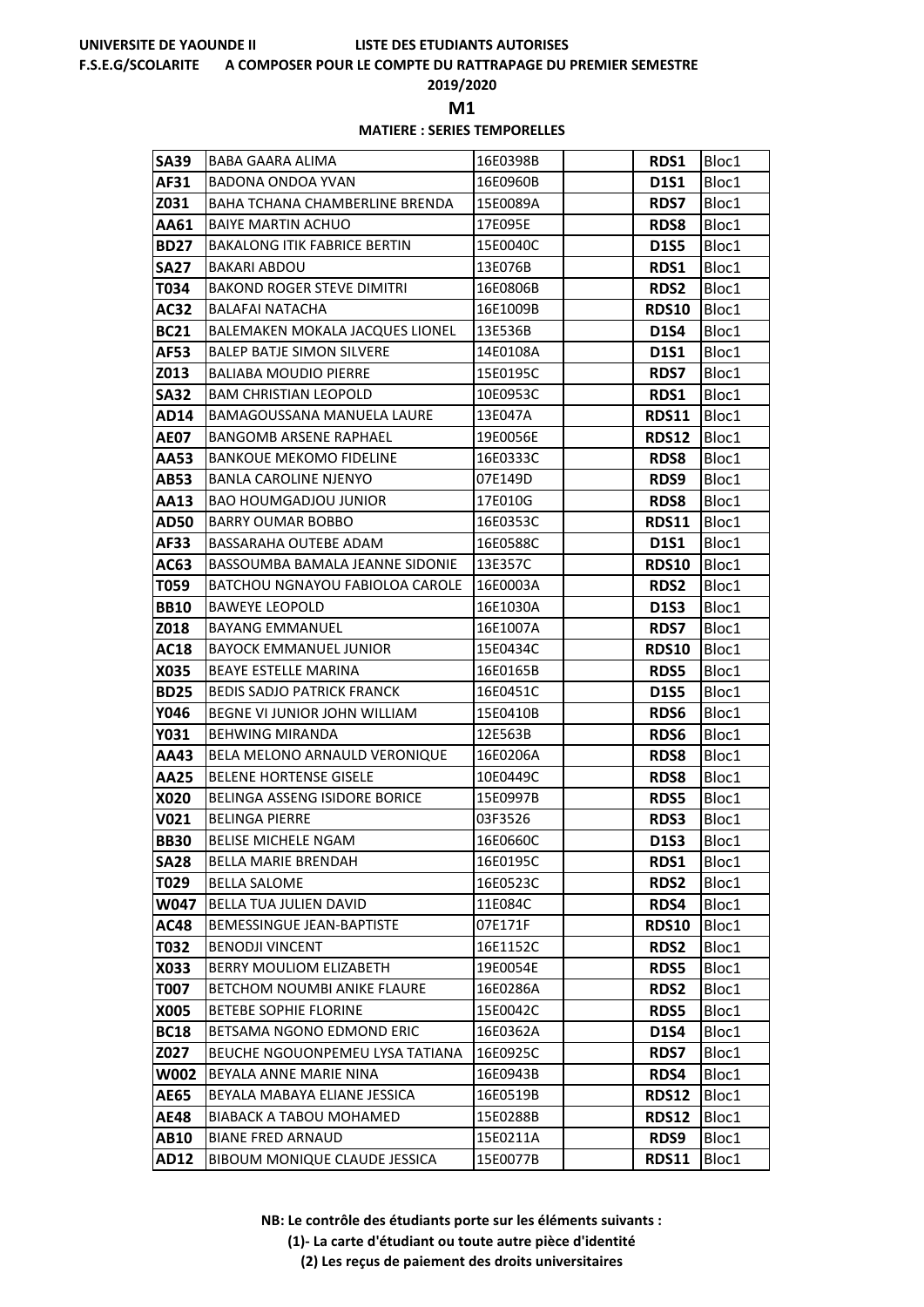UNIVERSITE DE YAOUNDE II — LISTE DES ETUDIANTS AUTORISES

F.S.E.G/SCOLARITE — A COMPOSER POUR LE COMPTE DU RATTRAPAGE DU PREMIER SEMESTRE

**2019/2020**

**M1**

**MATIERE : SERIES TEMPORELLES**

| | | | | | |
|---|---|---|---|---|---|
| **SA39** | BABA GAARA ALIMA | 16E0398B | | **RDS1** | Bloc1 |
| **AF31** | BADONA ONDOA YVAN | 16E0960B | | **D1S1** | Bloc1 |
| **Z031** | BAHA TCHANA CHAMBERLINE BRENDA | 15E0089A | | **RDS7** | Bloc1 |
| **AA61** | BAIYE MARTIN ACHUO | 17E095E | | **RDS8** | Bloc1 |
| **BD27** | BAKALONG ITIK FABRICE BERTIN | 15E0040C | | **D1S5** | Bloc1 |
| **SA27** | BAKARI ABDOU | 13E076B | | **RDS1** | Bloc1 |
| **T034** | BAKOND ROGER STEVE DIMITRI | 16E0806B | | **RDS2** | Bloc1 |
| **AC32** | BALAFAI NATACHA | 16E1009B | | **RDS10** | Bloc1 |
| **BC21** | BALEMAKEN MOKALA JACQUES LIONEL | 13E536B | | **D1S4** | Bloc1 |
| **AF53** | BALEP BATJE SIMON SILVERE | 14E0108A | | **D1S1** | Bloc1 |
| **Z013** | BALIABA MOUDIO PIERRE | 15E0195C | | **RDS7** | Bloc1 |
| **SA32** | BAM CHRISTIAN LEOPOLD | 10E0953C | | **RDS1** | Bloc1 |
| **AD14** | BAMAGOUSSANA MANUELA LAURE | 13E047A | | **RDS11** | Bloc1 |
| **AE07** | BANGOMB ARSENE RAPHAEL | 19E0056E | | **RDS12** | Bloc1 |
| **AA53** | BANKOUE MEKOMO FIDELINE | 16E0333C | | **RDS8** | Bloc1 |
| **AB53** | BANLA CAROLINE NJENYO | 07E149D | | **RDS9** | Bloc1 |
| **AA13** | BAO HOUMGADJOU JUNIOR | 17E010G | | **RDS8** | Bloc1 |
| **AD50** | BARRY OUMAR BOBBO | 16E0353C | | **RDS11** | Bloc1 |
| **AF33** | BASSARAHA OUTEBE ADAM | 16E0588C | | **D1S1** | Bloc1 |
| **AC63** | BASSOUMBA BAMALA JEANNE SIDONIE | 13E357C | | **RDS10** | Bloc1 |
| **T059** | BATCHOU NGNAYOU FABIOLOA CAROLE | 16E0003A | | **RDS2** | Bloc1 |
| **BB10** | BAWEYE LEOPOLD | 16E1030A | | **D1S3** | Bloc1 |
| **Z018** | BAYANG EMMANUEL | 16E1007A | | **RDS7** | Bloc1 |
| **AC18** | BAYOCK EMMANUEL JUNIOR | 15E0434C | | **RDS10** | Bloc1 |
| **X035** | BEAYE ESTELLE MARINA | 16E0165B | | **RDS5** | Bloc1 |
| **BD25** | BEDIS SADJO PATRICK FRANCK | 16E0451C | | **D1S5** | Bloc1 |
| **Y046** | BEGNE VI JUNIOR JOHN WILLIAM | 15E0410B | | **RDS6** | Bloc1 |
| **Y031** | BEHWING MIRANDA | 12E563B | | **RDS6** | Bloc1 |
| **AA43** | BELA MELONO ARNAULD VERONIQUE | 16E0206A | | **RDS8** | Bloc1 |
| **AA25** | BELENE HORTENSE GISELE | 10E0449C | | **RDS8** | Bloc1 |
| **X020** | BELINGA ASSENG ISIDORE BORICE | 15E0997B | | **RDS5** | Bloc1 |
| **V021** | BELINGA PIERRE | 03F3526 | | **RDS3** | Bloc1 |
| **BB30** | BELISE MICHELE NGAM | 16E0660C | | **D1S3** | Bloc1 |
| **SA28** | BELLA MARIE BRENDAH | 16E0195C | | **RDS1** | Bloc1 |
| **T029** | BELLA SALOME | 16E0523C | | **RDS2** | Bloc1 |
| **W047** | BELLA TUA JULIEN DAVID | 11E084C | | **RDS4** | Bloc1 |
| **AC48** | BEMESSINGUE JEAN-BAPTISTE | 07E171F | | **RDS10** | Bloc1 |
| **T032** | BENODJI VINCENT | 16E1152C | | **RDS2** | Bloc1 |
| **X033** | BERRY MOULIOM ELIZABETH | 19E0054E | | **RDS5** | Bloc1 |
| **T007** | BETCHOM NOUMBI ANIKE FLAURE | 16E0286A | | **RDS2** | Bloc1 |
| **X005** | BETEBE SOPHIE FLORINE | 15E0042C | | **RDS5** | Bloc1 |
| **BC18** | BETSAMA NGONO EDMOND ERIC | 16E0362A | | **D1S4** | Bloc1 |
| **Z027** | BEUCHE NGOUONPEMEU LYSA TATIANA | 16E0925C | | **RDS7** | Bloc1 |
| **W002** | BEYALA ANNE MARIE NINA | 16E0943B | | **RDS4** | Bloc1 |
| **AE65** | BEYALA MABAYA ELIANE JESSICA | 16E0519B | | **RDS12** | Bloc1 |
| **AE48** | BIABACK A TABOU MOHAMED | 15E0288B | | **RDS12** | Bloc1 |
| **AB10** | BIANE FRED ARNAUD | 15E0211A | | **RDS9** | Bloc1 |
| **AD12** | BIBOUM MONIQUE CLAUDE JESSICA | 15E0077B | | **RDS11** | Bloc1 |

**NB: Le contrôle des étudiants porte sur les éléments suivants :**

**(1)- La carte d'étudiant ou toute autre pièce d'identité**

**(2) Les reçus de paiement des droits universitaires**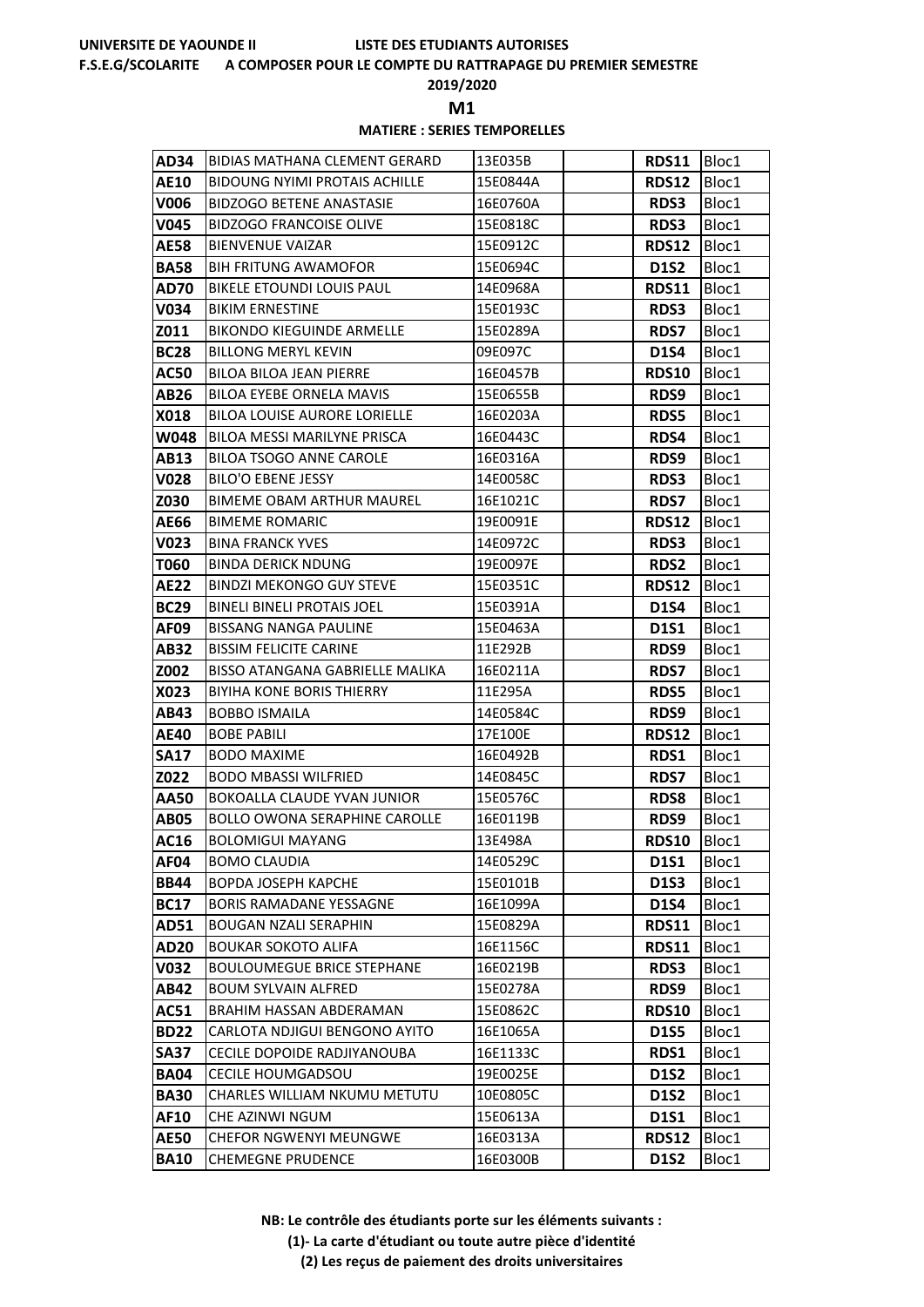UNIVERSITE DE YAOUNDE II　　　　　LISTE DES ETUDIANTS AUTORISES

F.S.E.G/SCOLARITE　　A COMPOSER POUR LE COMPTE DU RATTRAPAGE DU PREMIER SEMESTRE

2019/2020

**M1**

**MATIERE : SERIES TEMPORELLES**

| | | | | | |
|---|---|---|---|---|---|
| **AD34** | BIDIAS MATHANA CLEMENT GERARD | 13E035B | | **RDS11** | Bloc1 |
| **AE10** | BIDOUNG NYIMI PROTAIS ACHILLE | 15E0844A | | **RDS12** | Bloc1 |
| **V006** | BIDZOGO BETENE ANASTASIE | 16E0760A | | **RDS3** | Bloc1 |
| **V045** | BIDZOGO FRANCOISE OLIVE | 15E0818C | | **RDS3** | Bloc1 |
| **AE58** | BIENVENUE VAIZAR | 15E0912C | | **RDS12** | Bloc1 |
| **BA58** | BIH FRITUNG AWAMOFOR | 15E0694C | | **D1S2** | Bloc1 |
| **AD70** | BIKELE ETOUNDI LOUIS PAUL | 14E0968A | | **RDS11** | Bloc1 |
| **V034** | BIKIM ERNESTINE | 15E0193C | | **RDS3** | Bloc1 |
| **Z011** | BIKONDO KIEGUINDE ARMELLE | 15E0289A | | **RDS7** | Bloc1 |
| **BC28** | BILLONG MERYL KEVIN | 09E097C | | **D1S4** | Bloc1 |
| **AC50** | BILOA BILOA JEAN PIERRE | 16E0457B | | **RDS10** | Bloc1 |
| **AB26** | BILOA EYEBE ORNELA MAVIS | 15E0655B | | **RDS9** | Bloc1 |
| **X018** | BILOA LOUISE AURORE LORIELLE | 16E0203A | | **RDS5** | Bloc1 |
| **W048** | BILOA MESSI MARILYNE PRISCA | 16E0443C | | **RDS4** | Bloc1 |
| **AB13** | BILOA TSOGO ANNE CAROLE | 16E0316A | | **RDS9** | Bloc1 |
| **V028** | BILO'O EBENE JESSY | 14E0058C | | **RDS3** | Bloc1 |
| **Z030** | BIMEME OBAM ARTHUR MAUREL | 16E1021C | | **RDS7** | Bloc1 |
| **AE66** | BIMEME ROMARIC | 19E0091E | | **RDS12** | Bloc1 |
| **V023** | BINA FRANCK YVES | 14E0972C | | **RDS3** | Bloc1 |
| **T060** | BINDA DERICK NDUNG | 19E0097E | | **RDS2** | Bloc1 |
| **AE22** | BINDZI MEKONGO GUY STEVE | 15E0351C | | **RDS12** | Bloc1 |
| **BC29** | BINELI BINELI PROTAIS JOEL | 15E0391A | | **D1S4** | Bloc1 |
| **AF09** | BISSANG NANGA PAULINE | 15E0463A | | **D1S1** | Bloc1 |
| **AB32** | BISSIM FELICITE CARINE | 11E292B | | **RDS9** | Bloc1 |
| **Z002** | BISSO ATANGANA GABRIELLE MALIKA | 16E0211A | | **RDS7** | Bloc1 |
| **X023** | BIYIHA KONE BORIS THIERRY | 11E295A | | **RDS5** | Bloc1 |
| **AB43** | BOBBO ISMAILA | 14E0584C | | **RDS9** | Bloc1 |
| **AE40** | BOBE PABILI | 17E100E | | **RDS12** | Bloc1 |
| **SA17** | BODO MAXIME | 16E0492B | | **RDS1** | Bloc1 |
| **Z022** | BODO MBASSI WILFRIED | 14E0845C | | **RDS7** | Bloc1 |
| **AA50** | BOKOALLA CLAUDE YVAN JUNIOR | 15E0576C | | **RDS8** | Bloc1 |
| **AB05** | BOLLO OWONA SERAPHINE CAROLLE | 16E0119B | | **RDS9** | Bloc1 |
| **AC16** | BOLOMIGUI MAYANG | 13E498A | | **RDS10** | Bloc1 |
| **AF04** | BOMO CLAUDIA | 14E0529C | | **D1S1** | Bloc1 |
| **BB44** | BOPDA JOSEPH KAPCHE | 15E0101B | | **D1S3** | Bloc1 |
| **BC17** | BORIS RAMADANE YESSAGNE | 16E1099A | | **D1S4** | Bloc1 |
| **AD51** | BOUGAN NZALI SERAPHIN | 15E0829A | | **RDS11** | Bloc1 |
| **AD20** | BOUKAR SOKOTO ALIFA | 16E1156C | | **RDS11** | Bloc1 |
| **V032** | BOULOUMEGUE BRICE STEPHANE | 16E0219B | | **RDS3** | Bloc1 |
| **AB42** | BOUM SYLVAIN ALFRED | 15E0278A | | **RDS9** | Bloc1 |
| **AC51** | BRAHIM HASSAN ABDERAMAN | 15E0862C | | **RDS10** | Bloc1 |
| **BD22** | CARLOTA NDJIGUI BENGONO AYITO | 16E1065A | | **D1S5** | Bloc1 |
| **SA37** | CECILE DOPOIDE RADJIYANOUBA | 16E1133C | | **RDS1** | Bloc1 |
| **BA04** | CECILE HOUMGADSOU | 19E0025E | | **D1S2** | Bloc1 |
| **BA30** | CHARLES WILLIAM NKUMU METUTU | 10E0805C | | **D1S2** | Bloc1 |
| **AF10** | CHE AZINWI NGUM | 15E0613A | | **D1S1** | Bloc1 |
| **AE50** | CHEFOR NGWENYI MEUNGWE | 16E0313A | | **RDS12** | Bloc1 |
| **BA10** | CHEMEGNE PRUDENCE | 16E0300B | | **D1S2** | Bloc1 |

**NB: Le contrôle des étudiants porte sur les éléments suivants :**

**(1)- La carte d'étudiant ou toute autre pièce d'identité**

**(2) Les reçus de paiement des droits universitaires**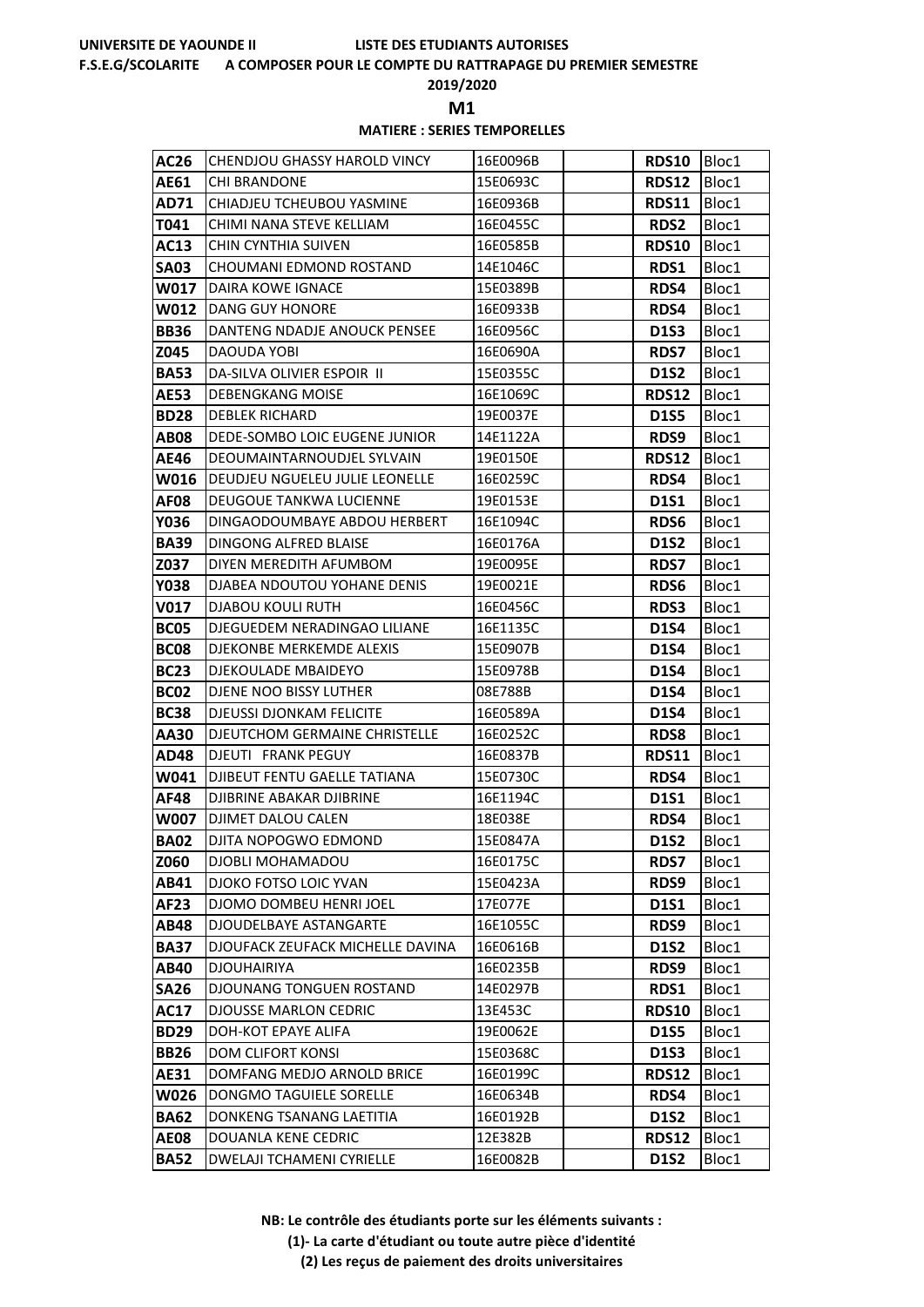UNIVERSITE DE YAOUNDE II LISTE DES ETUDIANTS AUTORISES

F.S.E.G/SCOLARITE A COMPOSER POUR LE COMPTE DU RATTRAPAGE DU PREMIER SEMESTRE

2019/2020

**M1**

**MATIERE : SERIES TEMPORELLES**

| | | | | | |
|---|---|---|---|---|---|
| **AC26** | CHENDJOU GHASSY HAROLD VINCY | 16E0096B | | **RDS10** | Bloc1 |
| **AE61** | CHI BRANDONE | 15E0693C | | **RDS12** | Bloc1 |
| **AD71** | CHIADJEU TCHEUBOU YASMINE | 16E0936B | | **RDS11** | Bloc1 |
| **T041** | CHIMI NANA STEVE KELLIAM | 16E0455C | | **RDS2** | Bloc1 |
| **AC13** | CHIN CYNTHIA SUIVEN | 16E0585B | | **RDS10** | Bloc1 |
| **SA03** | CHOUMANI EDMOND ROSTAND | 14E1046C | | **RDS1** | Bloc1 |
| **W017** | DAIRA KOWE IGNACE | 15E0389B | | **RDS4** | Bloc1 |
| **W012** | DANG GUY HONORE | 16E0933B | | **RDS4** | Bloc1 |
| **BB36** | DANTENG NDADJE ANOUCK PENSEE | 16E0956C | | **D1S3** | Bloc1 |
| **Z045** | DAOUDA YOBI | 16E0690A | | **RDS7** | Bloc1 |
| **BA53** | DA-SILVA OLIVIER ESPOIR II | 15E0355C | | **D1S2** | Bloc1 |
| **AE53** | DEBENGKANG MOISE | 16E1069C | | **RDS12** | Bloc1 |
| **BD28** | DEBLEK RICHARD | 19E0037E | | **D1S5** | Bloc1 |
| **AB08** | DEDE-SOMBO LOIC EUGENE JUNIOR | 14E1122A | | **RDS9** | Bloc1 |
| **AE46** | DEOUMAINTARNOUDJEL SYLVAIN | 19E0150E | | **RDS12** | Bloc1 |
| **W016** | DEUDJEU NGUELEU JULIE LEONELLE | 16E0259C | | **RDS4** | Bloc1 |
| **AF08** | DEUGOUE TANKWA LUCIENNE | 19E0153E | | **D1S1** | Bloc1 |
| **Y036** | DINGAODOUMBAYE ABDOU HERBERT | 16E1094C | | **RDS6** | Bloc1 |
| **BA39** | DINGONG ALFRED BLAISE | 16E0176A | | **D1S2** | Bloc1 |
| **Z037** | DIYEN MEREDITH AFUMBOM | 19E0095E | | **RDS7** | Bloc1 |
| **Y038** | DJABEA NDOUTOU YOHANE DENIS | 19E0021E | | **RDS6** | Bloc1 |
| **V017** | DJABOU KOULI RUTH | 16E0456C | | **RDS3** | Bloc1 |
| **BC05** | DJEGUEDEM NERADINGAO LILIANE | 16E1135C | | **D1S4** | Bloc1 |
| **BC08** | DJEKONBE MERKEMDE ALEXIS | 15E0907B | | **D1S4** | Bloc1 |
| **BC23** | DJEKOULADE MBAIDEYO | 15E0978B | | **D1S4** | Bloc1 |
| **BC02** | DJENE NOO BISSY LUTHER | 08E788B | | **D1S4** | Bloc1 |
| **BC38** | DJEUSSI DJONKAM FELICITE | 16E0589A | | **D1S4** | Bloc1 |
| **AA30** | DJEUTCHOM GERMAINE CHRISTELLE | 16E0252C | | **RDS8** | Bloc1 |
| **AD48** | DJEUTI FRANK PEGUY | 16E0837B | | **RDS11** | Bloc1 |
| **W041** | DJIBEUT FENTU GAELLE TATIANA | 15E0730C | | **RDS4** | Bloc1 |
| **AF48** | DJIBRINE ABAKAR DJIBRINE | 16E1194C | | **D1S1** | Bloc1 |
| **W007** | DJIMET DALOU CALEN | 18E038E | | **RDS4** | Bloc1 |
| **BA02** | DJITA NOPOGWO EDMOND | 15E0847A | | **D1S2** | Bloc1 |
| **Z060** | DJOBLI MOHAMADOU | 16E0175C | | **RDS7** | Bloc1 |
| **AB41** | DJOKO FOTSO LOIC YVAN | 15E0423A | | **RDS9** | Bloc1 |
| **AF23** | DJOMO DOMBEU HENRI JOEL | 17E077E | | **D1S1** | Bloc1 |
| **AB48** | DJOUDELBAYE ASTANGARTE | 16E1055C | | **RDS9** | Bloc1 |
| **BA37** | DJOUFACK ZEUFACK MICHELLE DAVINA | 16E0616B | | **D1S2** | Bloc1 |
| **AB40** | DJOUHAIRIYA | 16E0235B | | **RDS9** | Bloc1 |
| **SA26** | DJOUNANG TONGUEN ROSTAND | 14E0297B | | **RDS1** | Bloc1 |
| **AC17** | DJOUSSE MARLON CEDRIC | 13E453C | | **RDS10** | Bloc1 |
| **BD29** | DOH-KOT EPAYE ALIFA | 19E0062E | | **D1S5** | Bloc1 |
| **BB26** | DOM CLIFORT KONSI | 15E0368C | | **D1S3** | Bloc1 |
| **AE31** | DOMFANG MEDJO ARNOLD BRICE | 16E0199C | | **RDS12** | Bloc1 |
| **W026** | DONGMO TAGUIELE SORELLE | 16E0634B | | **RDS4** | Bloc1 |
| **BA62** | DONKENG TSANANG LAETITIA | 16E0192B | | **D1S2** | Bloc1 |
| **AE08** | DOUANLA KENE CEDRIC | 12E382B | | **RDS12** | Bloc1 |
| **BA52** | DWELAJI TCHAMENI CYRIELLE | 16E0082B | | **D1S2** | Bloc1 |

**NB: Le contrôle des étudiants porte sur les éléments suivants :**

**(1)- La carte d'étudiant ou toute autre pièce d'identité**

**(2) Les reçus de paiement des droits universitaires**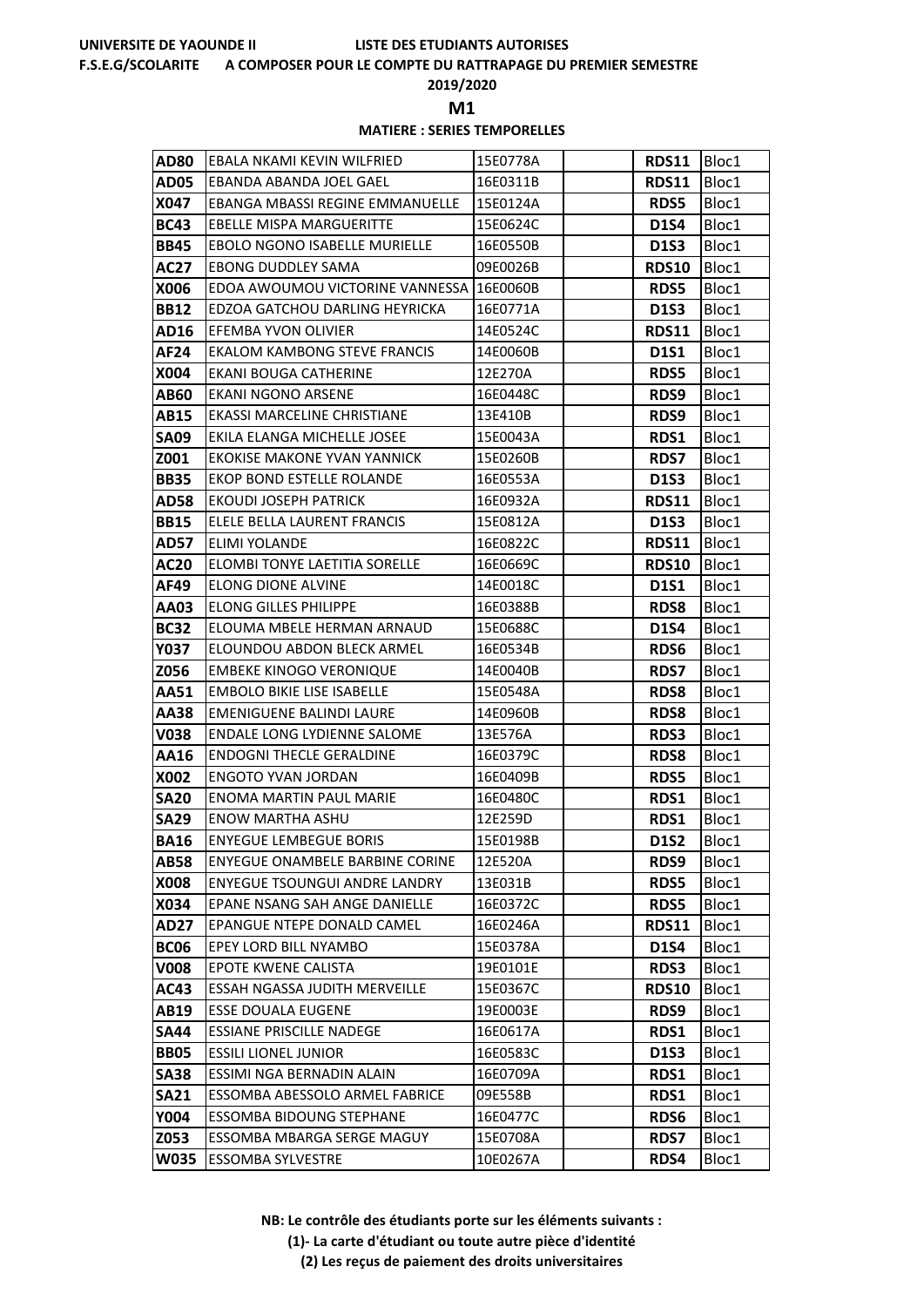UNIVERSITE DE YAOUNDE II — LISTE DES ETUDIANTS AUTORISES

F.S.E.G/SCOLARITE — A COMPOSER POUR LE COMPTE DU RATTRAPAGE DU PREMIER SEMESTRE

2019/2020

**M1**

**MATIERE : SERIES TEMPORELLES**

| | | | | | |
|---|---|---|---|---|---|
| **AD80** | EBALA NKAMI KEVIN WILFRIED | 15E0778A | | **RDS11** | Bloc1 |
| **AD05** | EBANDA ABANDA JOEL GAEL | 16E0311B | | **RDS11** | Bloc1 |
| **X047** | EBANGA MBASSI REGINE EMMANUELLE | 15E0124A | | **RDS5** | Bloc1 |
| **BC43** | EBELLE MISPA MARGUERITTE | 15E0624C | | **D1S4** | Bloc1 |
| **BB45** | EBOLO NGONO ISABELLE MURIELLE | 16E0550B | | **D1S3** | Bloc1 |
| **AC27** | EBONG DUDDLEY SAMA | 09E0026B | | **RDS10** | Bloc1 |
| **X006** | EDOA AWOUMOU VICTORINE VANNESSA | 16E0060B | | **RDS5** | Bloc1 |
| **BB12** | EDZOA GATCHOU DARLING HEYRICKA | 16E0771A | | **D1S3** | Bloc1 |
| **AD16** | EFEMBA YVON OLIVIER | 14E0524C | | **RDS11** | Bloc1 |
| **AF24** | EKALOM KAMBONG STEVE FRANCIS | 14E0060B | | **D1S1** | Bloc1 |
| **X004** | EKANI BOUGA CATHERINE | 12E270A | | **RDS5** | Bloc1 |
| **AB60** | EKANI NGONO ARSENE | 16E0448C | | **RDS9** | Bloc1 |
| **AB15** | EKASSI MARCELINE CHRISTIANE | 13E410B | | **RDS9** | Bloc1 |
| **SA09** | EKILA ELANGA MICHELLE JOSEE | 15E0043A | | **RDS1** | Bloc1 |
| **Z001** | EKOKISE MAKONE YVAN YANNICK | 15E0260B | | **RDS7** | Bloc1 |
| **BB35** | EKOP BOND ESTELLE ROLANDE | 16E0553A | | **D1S3** | Bloc1 |
| **AD58** | EKOUDI JOSEPH PATRICK | 16E0932A | | **RDS11** | Bloc1 |
| **BB15** | ELELE BELLA LAURENT FRANCIS | 15E0812A | | **D1S3** | Bloc1 |
| **AD57** | ELIMI YOLANDE | 16E0822C | | **RDS11** | Bloc1 |
| **AC20** | ELOMBI TONYE LAETITIA SORELLE | 16E0669C | | **RDS10** | Bloc1 |
| **AF49** | ELONG DIONE ALVINE | 14E0018C | | **D1S1** | Bloc1 |
| **AA03** | ELONG GILLES PHILIPPE | 16E0388B | | **RDS8** | Bloc1 |
| **BC32** | ELOUMA MBELE HERMAN ARNAUD | 15E0688C | | **D1S4** | Bloc1 |
| **Y037** | ELOUNDOU ABDON BLECK ARMEL | 16E0534B | | **RDS6** | Bloc1 |
| **Z056** | EMBEKE KINOGO VERONIQUE | 14E0040B | | **RDS7** | Bloc1 |
| **AA51** | EMBOLO BIKIE LISE ISABELLE | 15E0548A | | **RDS8** | Bloc1 |
| **AA38** | EMENIGUENE BALINDI LAURE | 14E0960B | | **RDS8** | Bloc1 |
| **V038** | ENDALE LONG LYDIENNE SALOME | 13E576A | | **RDS3** | Bloc1 |
| **AA16** | ENDOGNI THECLE GERALDINE | 16E0379C | | **RDS8** | Bloc1 |
| **X002** | ENGOTO YVAN JORDAN | 16E0409B | | **RDS5** | Bloc1 |
| **SA20** | ENOMA MARTIN PAUL MARIE | 16E0480C | | **RDS1** | Bloc1 |
| **SA29** | ENOW MARTHA ASHU | 12E259D | | **RDS1** | Bloc1 |
| **BA16** | ENYEGUE LEMBEGUE BORIS | 15E0198B | | **D1S2** | Bloc1 |
| **AB58** | ENYEGUE ONAMBELE BARBINE CORINE | 12E520A | | **RDS9** | Bloc1 |
| **X008** | ENYEGUE TSOUNGUI ANDRE LANDRY | 13E031B | | **RDS5** | Bloc1 |
| **X034** | EPANE NSANG SAH ANGE DANIELLE | 16E0372C | | **RDS5** | Bloc1 |
| **AD27** | EPANGUE NTEPE DONALD CAMEL | 16E0246A | | **RDS11** | Bloc1 |
| **BC06** | EPEY LORD BILL NYAMBO | 15E0378A | | **D1S4** | Bloc1 |
| **V008** | EPOTE KWENE CALISTA | 19E0101E | | **RDS3** | Bloc1 |
| **AC43** | ESSAH NGASSA JUDITH MERVEILLE | 15E0367C | | **RDS10** | Bloc1 |
| **AB19** | ESSE DOUALA EUGENE | 19E0003E | | **RDS9** | Bloc1 |
| **SA44** | ESSIANE PRISCILLE NADEGE | 16E0617A | | **RDS1** | Bloc1 |
| **BB05** | ESSILI LIONEL JUNIOR | 16E0583C | | **D1S3** | Bloc1 |
| **SA38** | ESSIMI NGA BERNADIN ALAIN | 16E0709A | | **RDS1** | Bloc1 |
| **SA21** | ESSOMBA ABESSOLO ARMEL FABRICE | 09E558B | | **RDS1** | Bloc1 |
| **Y004** | ESSOMBA BIDOUNG STEPHANE | 16E0477C | | **RDS6** | Bloc1 |
| **Z053** | ESSOMBA MBARGA SERGE MAGUY | 15E0708A | | **RDS7** | Bloc1 |
| **W035** | ESSOMBA SYLVESTRE | 10E0267A | | **RDS4** | Bloc1 |

**NB: Le contrôle des étudiants porte sur les éléments suivants :**

**(1)- La carte d'étudiant ou toute autre pièce d'identité**

**(2) Les reçus de paiement des droits universitaires**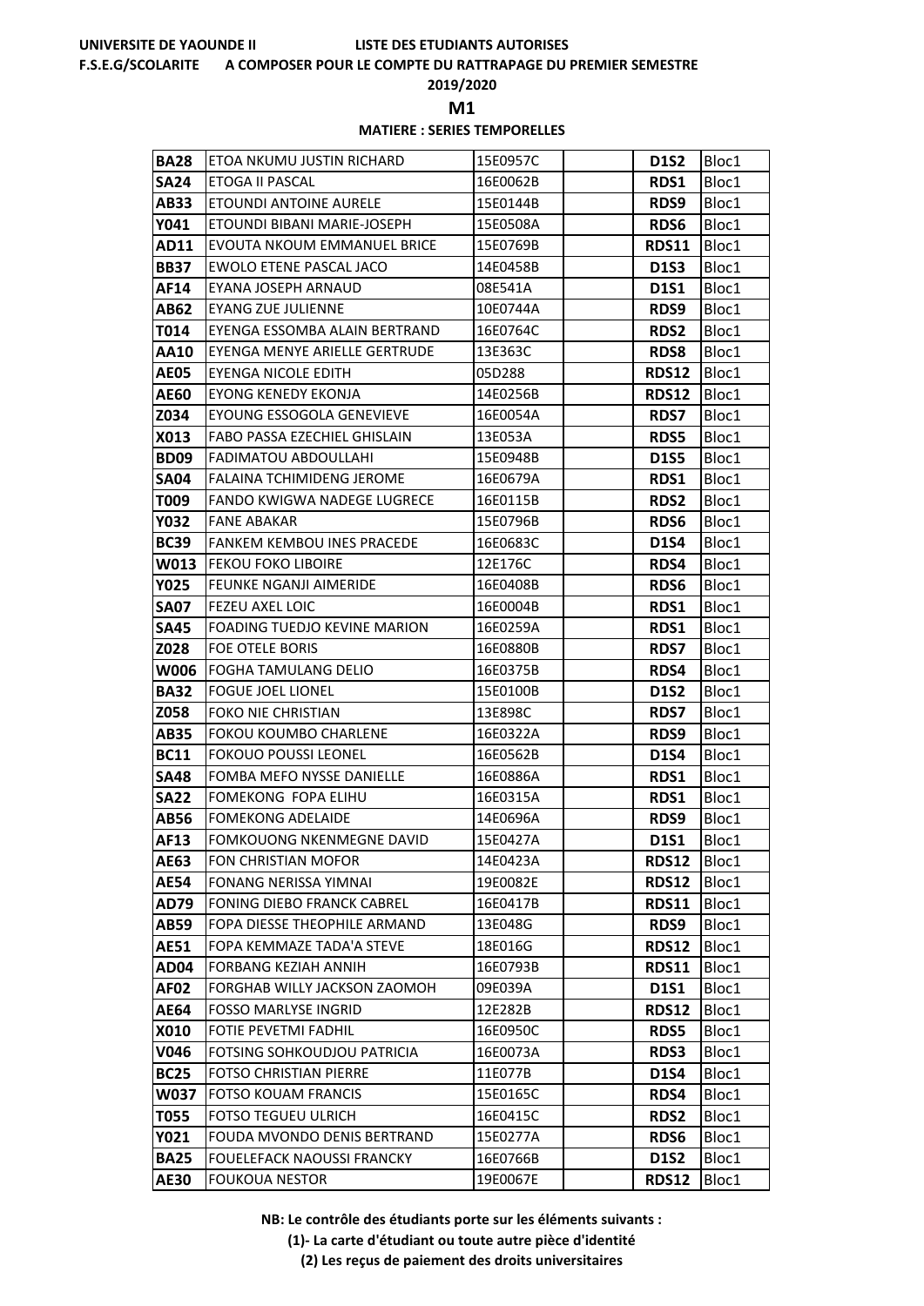UNIVERSITE DE YAOUNDE II — LISTE DES ETUDIANTS AUTORISES

F.S.E.G/SCOLARITE — A COMPOSER POUR LE COMPTE DU RATTRAPAGE DU PREMIER SEMESTRE

2019/2020

**M1**

**MATIERE : SERIES TEMPORELLES**

| | | | | | |
|---|---|---|---|---|---|
| **BA28** | ETOA NKUMU JUSTIN RICHARD | 15E0957C | | **D1S2** | Bloc1 |
| **SA24** | ETOGA II PASCAL | 16E0062B | | **RDS1** | Bloc1 |
| **AB33** | ETOUNDI ANTOINE AURELE | 15E0144B | | **RDS9** | Bloc1 |
| **Y041** | ETOUNDI BIBANI MARIE-JOSEPH | 15E0508A | | **RDS6** | Bloc1 |
| **AD11** | EVOUTA NKOUM EMMANUEL BRICE | 15E0769B | | **RDS11** | Bloc1 |
| **BB37** | EWOLO ETENE PASCAL JACO | 14E0458B | | **D1S3** | Bloc1 |
| **AF14** | EYANA JOSEPH ARNAUD | 08E541A | | **D1S1** | Bloc1 |
| **AB62** | EYANG ZUE JULIENNE | 10E0744A | | **RDS9** | Bloc1 |
| **T014** | EYENGA ESSOMBA ALAIN BERTRAND | 16E0764C | | **RDS2** | Bloc1 |
| **AA10** | EYENGA MENYE ARIELLE GERTRUDE | 13E363C | | **RDS8** | Bloc1 |
| **AE05** | EYENGA NICOLE EDITH | 05D288 | | **RDS12** | Bloc1 |
| **AE60** | EYONG KENEDY EKONJA | 14E0256B | | **RDS12** | Bloc1 |
| **Z034** | EYOUNG ESSOGOLA GENEVIEVE | 16E0054A | | **RDS7** | Bloc1 |
| **X013** | FABO PASSA EZECHIEL GHISLAIN | 13E053A | | **RDS5** | Bloc1 |
| **BD09** | FADIMATOU ABDOULLAHI | 15E0948B | | **D1S5** | Bloc1 |
| **SA04** | FALAINA TCHIMIDENG JEROME | 16E0679A | | **RDS1** | Bloc1 |
| **T009** | FANDO KWIGWA NADEGE LUGRECE | 16E0115B | | **RDS2** | Bloc1 |
| **Y032** | FANE ABAKAR | 15E0796B | | **RDS6** | Bloc1 |
| **BC39** | FANKEM KEMBOU INES PRACEDE | 16E0683C | | **D1S4** | Bloc1 |
| **W013** | FEKOU FOKO LIBOIRE | 12E176C | | **RDS4** | Bloc1 |
| **Y025** | FEUNKE NGANJI AIMERIDE | 16E0408B | | **RDS6** | Bloc1 |
| **SA07** | FEZEU AXEL LOIC | 16E0004B | | **RDS1** | Bloc1 |
| **SA45** | FOADING TUEDJO KEVINE MARION | 16E0259A | | **RDS1** | Bloc1 |
| **Z028** | FOE OTELE BORIS | 16E0880B | | **RDS7** | Bloc1 |
| **W006** | FOGHA TAMULANG DELIO | 16E0375B | | **RDS4** | Bloc1 |
| **BA32** | FOGUE JOEL LIONEL | 15E0100B | | **D1S2** | Bloc1 |
| **Z058** | FOKO NIE CHRISTIAN | 13E898C | | **RDS7** | Bloc1 |
| **AB35** | FOKOU KOUMBO CHARLENE | 16E0322A | | **RDS9** | Bloc1 |
| **BC11** | FOKOUO POUSSI LEONEL | 16E0562B | | **D1S4** | Bloc1 |
| **SA48** | FOMBA MEFO NYSSE DANIELLE | 16E0886A | | **RDS1** | Bloc1 |
| **SA22** | FOMEKONG FOPA ELIHU | 16E0315A | | **RDS1** | Bloc1 |
| **AB56** | FOMEKONG ADELAIDE | 14E0696A | | **RDS9** | Bloc1 |
| **AF13** | FOMKOUONG NKENMEGNE DAVID | 15E0427A | | **D1S1** | Bloc1 |
| **AE63** | FON CHRISTIAN MOFOR | 14E0423A | | **RDS12** | Bloc1 |
| **AE54** | FONANG NERISSA YIMNAI | 19E0082E | | **RDS12** | Bloc1 |
| **AD79** | FONING DIEBO FRANCK CABREL | 16E0417B | | **RDS11** | Bloc1 |
| **AB59** | FOPA DIESSE THEOPHILE ARMAND | 13E048G | | **RDS9** | Bloc1 |
| **AE51** | FOPA KEMMAZE TADA'A STEVE | 18E016G | | **RDS12** | Bloc1 |
| **AD04** | FORBANG KEZIAH ANNIH | 16E0793B | | **RDS11** | Bloc1 |
| **AF02** | FORGHAB WILLY JACKSON ZAOMOH | 09E039A | | **D1S1** | Bloc1 |
| **AE64** | FOSSO MARLYSE INGRID | 12E282B | | **RDS12** | Bloc1 |
| **X010** | FOTIE PEVETMI FADHIL | 16E0950C | | **RDS5** | Bloc1 |
| **V046** | FOTSING SOHKOUDJOU PATRICIA | 16E0073A | | **RDS3** | Bloc1 |
| **BC25** | FOTSO CHRISTIAN PIERRE | 11E077B | | **D1S4** | Bloc1 |
| **W037** | FOTSO KOUAM FRANCIS | 15E0165C | | **RDS4** | Bloc1 |
| **T055** | FOTSO TEGUEU ULRICH | 16E0415C | | **RDS2** | Bloc1 |
| **Y021** | FOUDA MVONDO DENIS BERTRAND | 15E0277A | | **RDS6** | Bloc1 |
| **BA25** | FOUELEFACK NAOUSSI FRANCKY | 16E0766B | | **D1S2** | Bloc1 |
| **AE30** | FOUKOUA NESTOR | 19E0067E | | **RDS12** | Bloc1 |

**NB: Le contrôle des étudiants porte sur les éléments suivants :**

**(1)- La carte d'étudiant ou toute autre pièce d'identité**

**(2) Les reçus de paiement des droits universitaires**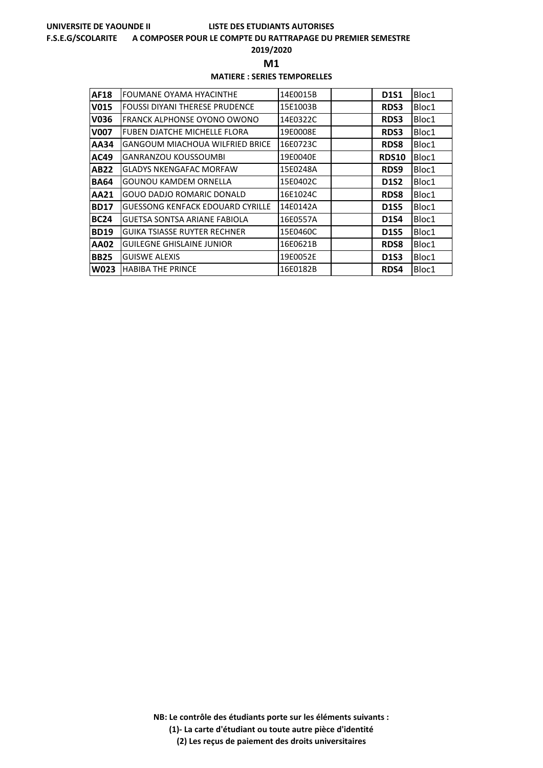UNIVERSITE DE YAOUNDE II LISTE DES ETUDIANTS AUTORISES

F.S.E.G/SCOLARITE A COMPOSER POUR LE COMPTE DU RATTRAPAGE DU PREMIER SEMESTRE

2019/2020

**M1**

**MATIERE : SERIES TEMPORELLES**

| | | | | | |
|---|---|---|---|---|---|
| **AF18** | FOUMANE OYAMA HYACINTHE | 14E0015B | | **D1S1** | Bloc1 |
| **V015** | FOUSSI DIYANI THERESE PRUDENCE | 15E1003B | | **RDS3** | Bloc1 |
| **V036** | FRANCK ALPHONSE OYONO OWONO | 14E0322C | | **RDS3** | Bloc1 |
| **V007** | FUBEN DJATCHE MICHELLE FLORA | 19E0008E | | **RDS3** | Bloc1 |
| **AA34** | GANGOUM MIACHOUA WILFRIED BRICE | 16E0723C | | **RDS8** | Bloc1 |
| **AC49** | GANRANZOU KOUSSOUMBI | 19E0040E | | **RDS10** | Bloc1 |
| **AB22** | GLADYS NKENGAFAC MORFAW | 15E0248A | | **RDS9** | Bloc1 |
| **BA64** | GOUNOU KAMDEM ORNELLA | 15E0402C | | **D1S2** | Bloc1 |
| **AA21** | GOUO DADJO ROMARIC DONALD | 16E1024C | | **RDS8** | Bloc1 |
| **BD17** | GUESSONG KENFACK EDOUARD CYRILLE | 14E0142A | | **D1S5** | Bloc1 |
| **BC24** | GUETSA SONTSA ARIANE FABIOLA | 16E0557A | | **D1S4** | Bloc1 |
| **BD19** | GUIKA TSIASSE RUYTER RECHNER | 15E0460C | | **D1S5** | Bloc1 |
| **AA02** | GUILEGNE GHISLAINE JUNIOR | 16E0621B | | **RDS8** | Bloc1 |
| **BB25** | GUISWE ALEXIS | 19E0052E | | **D1S3** | Bloc1 |
| **W023** | HABIBA THE PRINCE | 16E0182B | | **RDS4** | Bloc1 |

**NB: Le contrôle des étudiants porte sur les éléments suivants :**

**(1)- La carte d'étudiant ou toute autre pièce d'identité**

**(2) Les reçus de paiement des droits universitaires**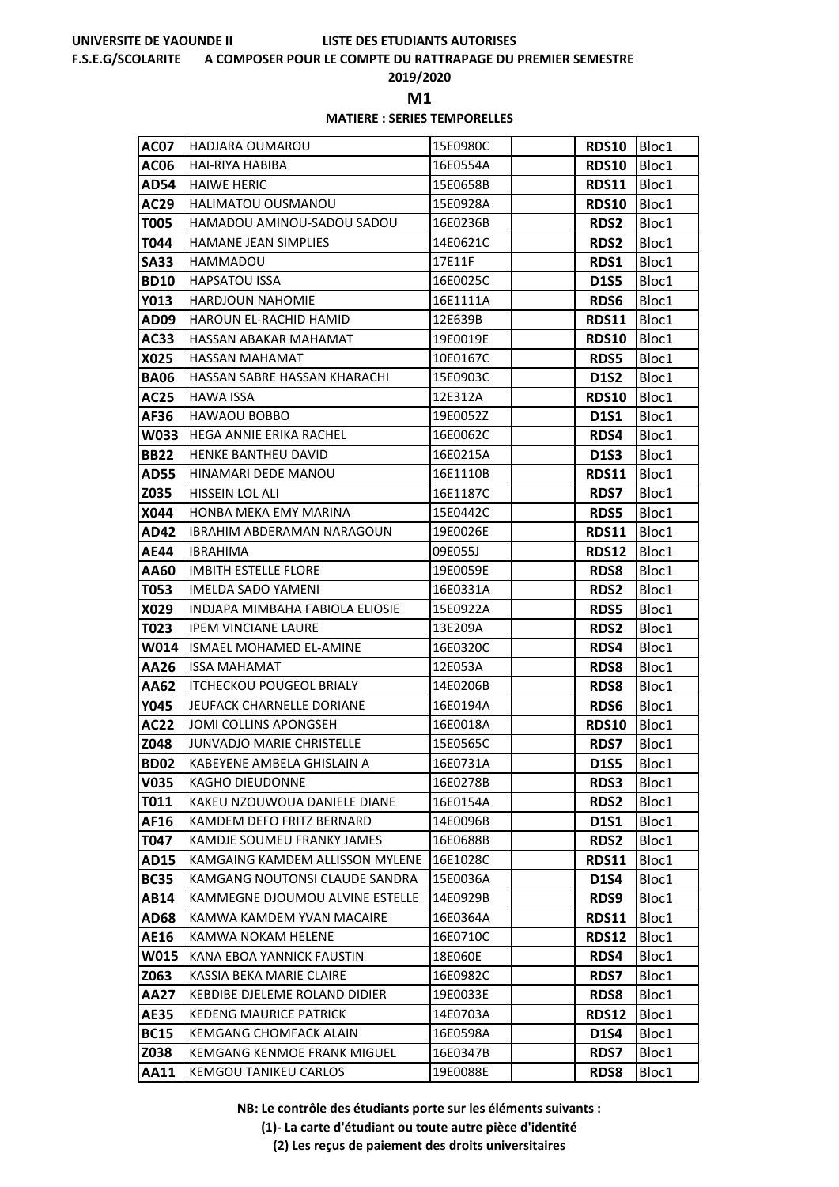UNIVERSITE DE YAOUNDE II — LISTE DES ETUDIANTS AUTORISES

F.S.E.G/SCOLARITE — A COMPOSER POUR LE COMPTE DU RATTRAPAGE DU PREMIER SEMESTRE

2019/2020

**M1**

**MATIERE : SERIES TEMPORELLES**

| | | | | | |
|---|---|---|---|---|---|
| **AC07** | HADJARA OUMAROU | 15E0980C | | **RDS10** | Bloc1 |
| **AC06** | HAI-RIYA HABIBA | 16E0554A | | **RDS10** | Bloc1 |
| **AD54** | HAIWE HERIC | 15E0658B | | **RDS11** | Bloc1 |
| **AC29** | HALIMATOU OUSMANOU | 15E0928A | | **RDS10** | Bloc1 |
| **T005** | HAMADOU AMINOU-SADOU SADOU | 16E0236B | | **RDS2** | Bloc1 |
| **T044** | HAMANE JEAN SIMPLIES | 14E0621C | | **RDS2** | Bloc1 |
| **SA33** | HAMMADOU | 17E11F | | **RDS1** | Bloc1 |
| **BD10** | HAPSATOU ISSA | 16E0025C | | **D1S5** | Bloc1 |
| **Y013** | HARDJOUN NAHOMIE | 16E1111A | | **RDS6** | Bloc1 |
| **AD09** | HAROUN EL-RACHID HAMID | 12E639B | | **RDS11** | Bloc1 |
| **AC33** | HASSAN ABAKAR MAHAMAT | 19E0019E | | **RDS10** | Bloc1 |
| **X025** | HASSAN MAHAMAT | 10E0167C | | **RDS5** | Bloc1 |
| **BA06** | HASSAN SABRE HASSAN KHARACHI | 15E0903C | | **D1S2** | Bloc1 |
| **AC25** | HAWA ISSA | 12E312A | | **RDS10** | Bloc1 |
| **AF36** | HAWAOU BOBBO | 19E0052Z | | **D1S1** | Bloc1 |
| **W033** | HEGA ANNIE ERIKA RACHEL | 16E0062C | | **RDS4** | Bloc1 |
| **BB22** | HENKE BANTHEU DAVID | 16E0215A | | **D1S3** | Bloc1 |
| **AD55** | HINAMARI DEDE MANOU | 16E1110B | | **RDS11** | Bloc1 |
| **Z035** | HISSEIN LOL ALI | 16E1187C | | **RDS7** | Bloc1 |
| **X044** | HONBA MEKA EMY MARINA | 15E0442C | | **RDS5** | Bloc1 |
| **AD42** | IBRAHIM ABDERAMAN NARAGOUN | 19E0026E | | **RDS11** | Bloc1 |
| **AE44** | IBRAHIMA | 09E055J | | **RDS12** | Bloc1 |
| **AA60** | IMBITH ESTELLE FLORE | 19E0059E | | **RDS8** | Bloc1 |
| **T053** | IMELDA SADO YAMENI | 16E0331A | | **RDS2** | Bloc1 |
| **X029** | INDJAPA MIMBAHA FABIOLA ELIOSIE | 15E0922A | | **RDS5** | Bloc1 |
| **T023** | IPEM VINCIANE LAURE | 13E209A | | **RDS2** | Bloc1 |
| **W014** | ISMAEL MOHAMED EL-AMINE | 16E0320C | | **RDS4** | Bloc1 |
| **AA26** | ISSA MAHAMAT | 12E053A | | **RDS8** | Bloc1 |
| **AA62** | ITCHECKOU POUGEOL BRIALY | 14E0206B | | **RDS8** | Bloc1 |
| **Y045** | JEUFACK CHARNELLE DORIANE | 16E0194A | | **RDS6** | Bloc1 |
| **AC22** | JOMI COLLINS APONGSEH | 16E0018A | | **RDS10** | Bloc1 |
| **Z048** | JUNVADJO MARIE CHRISTELLE | 15E0565C | | **RDS7** | Bloc1 |
| **BD02** | KABEYENE AMBELA GHISLAIN A | 16E0731A | | **D1S5** | Bloc1 |
| **V035** | KAGHO DIEUDONNE | 16E0278B | | **RDS3** | Bloc1 |
| **T011** | KAKEU NZOUWOUA DANIELE DIANE | 16E0154A | | **RDS2** | Bloc1 |
| **AF16** | KAMDEM DEFO FRITZ BERNARD | 14E0096B | | **D1S1** | Bloc1 |
| **T047** | KAMDJE SOUMEU FRANKY JAMES | 16E0688B | | **RDS2** | Bloc1 |
| **AD15** | KAMGAING KAMDEM ALLISSON MYLENE | 16E1028C | | **RDS11** | Bloc1 |
| **BC35** | KAMGANG NOUTONSI CLAUDE SANDRA | 15E0036A | | **D1S4** | Bloc1 |
| **AB14** | KAMMEGNE DJOUMOU ALVINE ESTELLE | 14E0929B | | **RDS9** | Bloc1 |
| **AD68** | KAMWA KAMDEM YVAN MACAIRE | 16E0364A | | **RDS11** | Bloc1 |
| **AE16** | KAMWA NOKAM HELENE | 16E0710C | | **RDS12** | Bloc1 |
| **W015** | KANA EBOA YANNICK FAUSTIN | 18E060E | | **RDS4** | Bloc1 |
| **Z063** | KASSIA BEKA MARIE CLAIRE | 16E0982C | | **RDS7** | Bloc1 |
| **AA27** | KEBDIBE DJELEME ROLAND DIDIER | 19E0033E | | **RDS8** | Bloc1 |
| **AE35** | KEDENG MAURICE PATRICK | 14E0703A | | **RDS12** | Bloc1 |
| **BC15** | KEMGANG CHOMFACK ALAIN | 16E0598A | | **D1S4** | Bloc1 |
| **Z038** | KEMGANG KENMOE FRANK MIGUEL | 16E0347B | | **RDS7** | Bloc1 |
| **AA11** | KEMGOU TANIKEU CARLOS | 19E0088E | | **RDS8** | Bloc1 |

**NB: Le contrôle des étudiants porte sur les éléments suivants :**

**(1)- La carte d'étudiant ou toute autre pièce d'identité**

**(2) Les reçus de paiement des droits universitaires**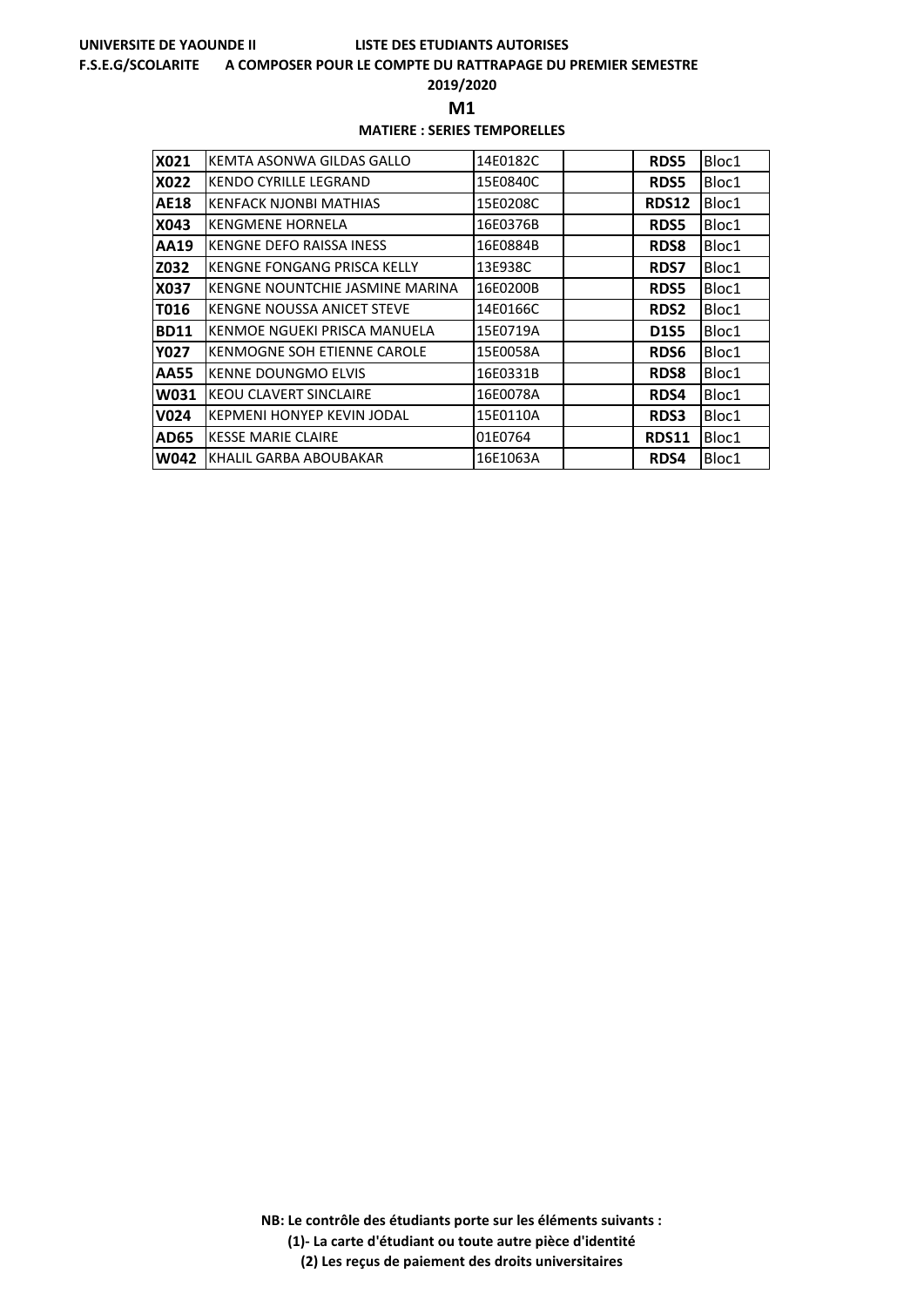**UNIVERSITE DE YAOUNDE II** **LISTE DES ETUDIANTS AUTORISES**

**F.S.E.G/SCOLARITE** **A COMPOSER POUR LE COMPTE DU RATTRAPAGE DU PREMIER SEMESTRE**

**2019/2020**

## M1

**MATIERE : SERIES TEMPORELLES**

| | | | | | |
|---|---|---|---|---|---|
| **X021** | KEMTA ASONWA GILDAS GALLO | 14E0182C | | **RDS5** | Bloc1 |
| **X022** | KENDO CYRILLE LEGRAND | 15E0840C | | **RDS5** | Bloc1 |
| **AE18** | KENFACK NJONBI MATHIAS | 15E0208C | | **RDS12** | Bloc1 |
| **X043** | KENGMENE HORNELA | 16E0376B | | **RDS5** | Bloc1 |
| **AA19** | KENGNE DEFO RAISSA INESS | 16E0884B | | **RDS8** | Bloc1 |
| **Z032** | KENGNE FONGANG PRISCA KELLY | 13E938C | | **RDS7** | Bloc1 |
| **X037** | KENGNE NOUNTCHIE JASMINE MARINA | 16E0200B | | **RDS5** | Bloc1 |
| **T016** | KENGNE NOUSSA ANICET STEVE | 14E0166C | | **RDS2** | Bloc1 |
| **BD11** | KENMOE NGUEKI PRISCA MANUELA | 15E0719A | | **D1S5** | Bloc1 |
| **Y027** | KENMOGNE SOH ETIENNE CAROLE | 15E0058A | | **RDS6** | Bloc1 |
| **AA55** | KENNE DOUNGMO ELVIS | 16E0331B | | **RDS8** | Bloc1 |
| **W031** | KEOU CLAVERT SINCLAIRE | 16E0078A | | **RDS4** | Bloc1 |
| **V024** | KEPMENI HONYEP KEVIN JODAL | 15E0110A | | **RDS3** | Bloc1 |
| **AD65** | KESSE MARIE CLAIRE | 01E0764 | | **RDS11** | Bloc1 |
| **W042** | KHALIL GARBA ABOUBAKAR | 16E1063A | | **RDS4** | Bloc1 |

**NB: Le contrôle des étudiants porte sur les éléments suivants :**

**(1)- La carte d'étudiant ou toute autre pièce d'identité**

**(2) Les reçus de paiement des droits universitaires**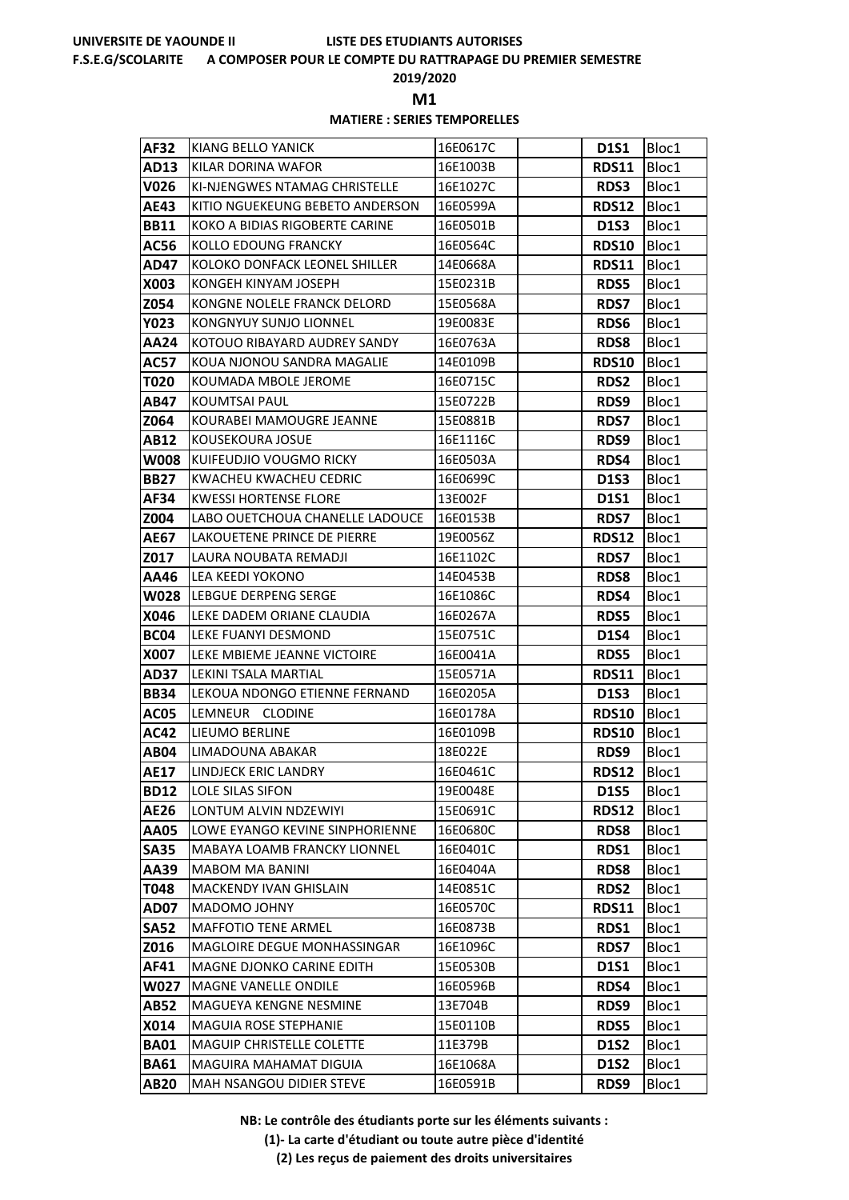UNIVERSITE DE YAOUNDE II — LISTE DES ETUDIANTS AUTORISES

F.S.E.G/SCOLARITE — A COMPOSER POUR LE COMPTE DU RATTRAPAGE DU PREMIER SEMESTRE

2019/2020

**M1**

**MATIERE : SERIES TEMPORELLES**

| | | | | | |
|---|---|---|---|---|---|
| **AF32** | KIANG BELLO YANICK | 16E0617C | | **D1S1** | Bloc1 |
| **AD13** | KILAR DORINA WAFOR | 16E1003B | | **RDS11** | Bloc1 |
| **V026** | KI-NJENGWES NTAMAG CHRISTELLE | 16E1027C | | **RDS3** | Bloc1 |
| **AE43** | KITIO NGUEKEUNG BEBETO ANDERSON | 16E0599A | | **RDS12** | Bloc1 |
| **BB11** | KOKO A BIDIAS RIGOBERTE CARINE | 16E0501B | | **D1S3** | Bloc1 |
| **AC56** | KOLLO EDOUNG FRANCKY | 16E0564C | | **RDS10** | Bloc1 |
| **AD47** | KOLOKO DONFACK LEONEL SHILLER | 14E0668A | | **RDS11** | Bloc1 |
| **X003** | KONGEH KINYAM JOSEPH | 15E0231B | | **RDS5** | Bloc1 |
| **Z054** | KONGNE NOLELE FRANCK DELORD | 15E0568A | | **RDS7** | Bloc1 |
| **Y023** | KONGNYUY SUNJO LIONNEL | 19E0083E | | **RDS6** | Bloc1 |
| **AA24** | KOTOUO RIBAYARD AUDREY SANDY | 16E0763A | | **RDS8** | Bloc1 |
| **AC57** | KOUA NJONOU SANDRA MAGALIE | 14E0109B | | **RDS10** | Bloc1 |
| **T020** | KOUMADA MBOLE JEROME | 16E0715C | | **RDS2** | Bloc1 |
| **AB47** | KOUMTSAI PAUL | 15E0722B | | **RDS9** | Bloc1 |
| **Z064** | KOURABEI MAMOUGRE JEANNE | 15E0881B | | **RDS7** | Bloc1 |
| **AB12** | KOUSEKOURA JOSUE | 16E1116C | | **RDS9** | Bloc1 |
| **W008** | KUIFEUDJIO VOUGMO RICKY | 16E0503A | | **RDS4** | Bloc1 |
| **BB27** | KWACHEU KWACHEU CEDRIC | 16E0699C | | **D1S3** | Bloc1 |
| **AF34** | KWESSI HORTENSE FLORE | 13E002F | | **D1S1** | Bloc1 |
| **Z004** | LABO OUETCHOUA CHANELLE LADOUCE | 16E0153B | | **RDS7** | Bloc1 |
| **AE67** | LAKOUETENE PRINCE DE PIERRE | 19E0056Z | | **RDS12** | Bloc1 |
| **Z017** | LAURA NOUBATA REMADJI | 16E1102C | | **RDS7** | Bloc1 |
| **AA46** | LEA KEEDI YOKONO | 14E0453B | | **RDS8** | Bloc1 |
| **W028** | LEBGUE DERPENG SERGE | 16E1086C | | **RDS4** | Bloc1 |
| **X046** | LEKE DADEM ORIANE CLAUDIA | 16E0267A | | **RDS5** | Bloc1 |
| **BC04** | LEKE FUANYI DESMOND | 15E0751C | | **D1S4** | Bloc1 |
| **X007** | LEKE MBIEME JEANNE VICTOIRE | 16E0041A | | **RDS5** | Bloc1 |
| **AD37** | LEKINI TSALA MARTIAL | 15E0571A | | **RDS11** | Bloc1 |
| **BB34** | LEKOUA NDONGO ETIENNE FERNAND | 16E0205A | | **D1S3** | Bloc1 |
| **AC05** | LEMNEUR CLODINE | 16E0178A | | **RDS10** | Bloc1 |
| **AC42** | LIEUMO BERLINE | 16E0109B | | **RDS10** | Bloc1 |
| **AB04** | LIMADOUNA ABAKAR | 18E022E | | **RDS9** | Bloc1 |
| **AE17** | LINDJECK ERIC LANDRY | 16E0461C | | **RDS12** | Bloc1 |
| **BD12** | LOLE SILAS SIFON | 19E0048E | | **D1S5** | Bloc1 |
| **AE26** | LONTUM ALVIN NDZEWIYI | 15E0691C | | **RDS12** | Bloc1 |
| **AA05** | LOWE EYANGO KEVINE SINPHORIENNE | 16E0680C | | **RDS8** | Bloc1 |
| **SA35** | MABAYA LOAMB FRANCKY LIONNEL | 16E0401C | | **RDS1** | Bloc1 |
| **AA39** | MABOM MA BANINI | 16E0404A | | **RDS8** | Bloc1 |
| **T048** | MACKENDY IVAN GHISLAIN | 14E0851C | | **RDS2** | Bloc1 |
| **AD07** | MADOMO JOHNY | 16E0570C | | **RDS11** | Bloc1 |
| **SA52** | MAFFOTIO TENE ARMEL | 16E0873B | | **RDS1** | Bloc1 |
| **Z016** | MAGLOIRE DEGUE MONHASSINGAR | 16E1096C | | **RDS7** | Bloc1 |
| **AF41** | MAGNE DJONKO CARINE EDITH | 15E0530B | | **D1S1** | Bloc1 |
| **W027** | MAGNE VANELLE ONDILE | 16E0596B | | **RDS4** | Bloc1 |
| **AB52** | MAGUEYA KENGNE NESMINE | 13E704B | | **RDS9** | Bloc1 |
| **X014** | MAGUIA ROSE STEPHANIE | 15E0110B | | **RDS5** | Bloc1 |
| **BA01** | MAGUIP CHRISTELLE COLETTE | 11E379B | | **D1S2** | Bloc1 |
| **BA61** | MAGUIRA MAHAMAT DIGUIA | 16E1068A | | **D1S2** | Bloc1 |
| **AB20** | MAH NSANGOU DIDIER STEVE | 16E0591B | | **RDS9** | Bloc1 |

**NB: Le contrôle des étudiants porte sur les éléments suivants :**

**(1)- La carte d'étudiant ou toute autre pièce d'identité**

**(2) Les reçus de paiement des droits universitaires**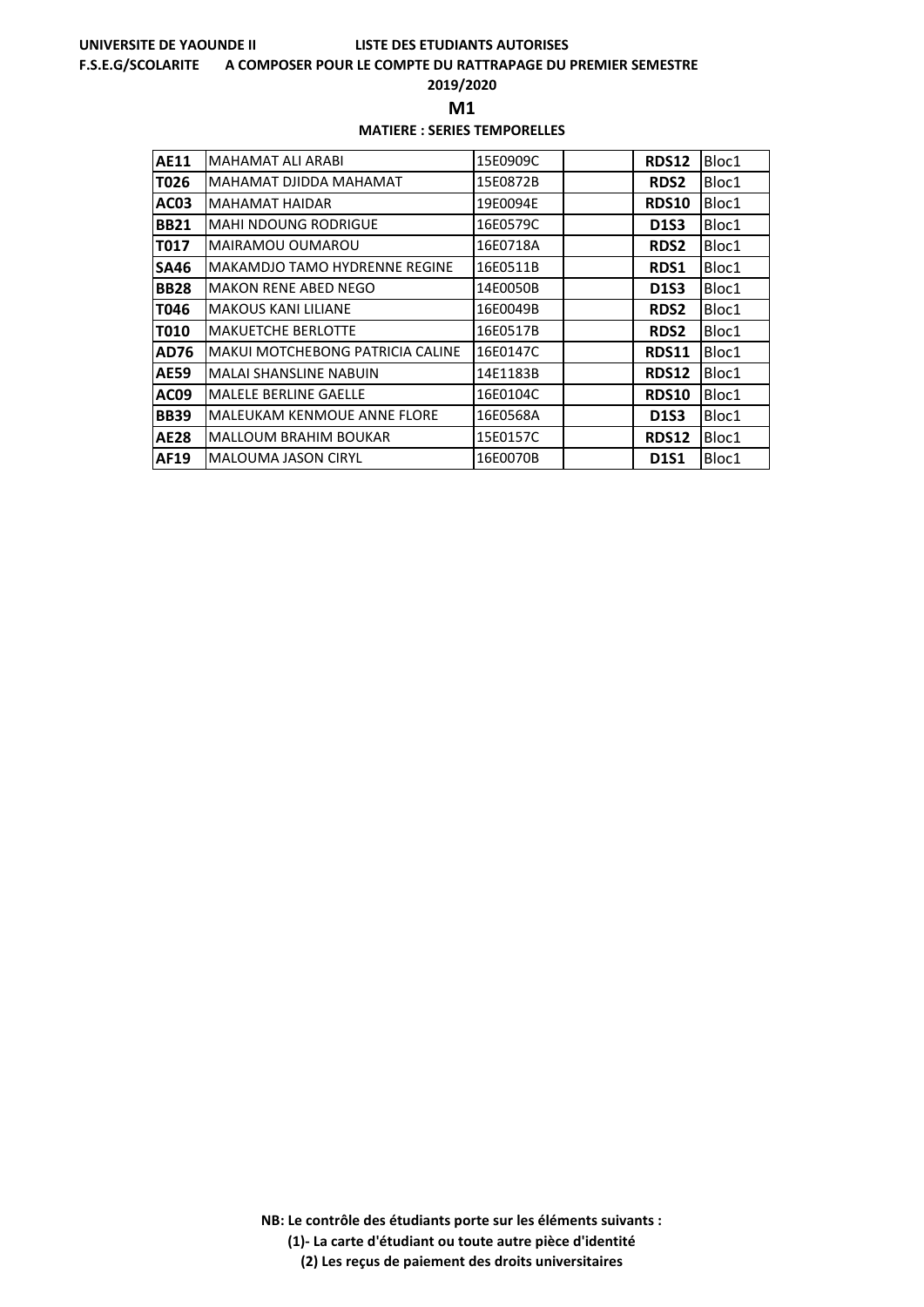UNIVERSITE DE YAOUNDE II LISTE DES ETUDIANTS AUTORISES

F.S.E.G/SCOLARITE A COMPOSER POUR LE COMPTE DU RATTRAPAGE DU PREMIER SEMESTRE

2019/2020

**M1**

**MATIERE : SERIES TEMPORELLES**

| | | | | | |
|---|---|---|---|---|---|
| **AE11** | MAHAMAT ALI ARABI | 15E0909C | | **RDS12** | Bloc1 |
| **T026** | MAHAMAT DJIDDA MAHAMAT | 15E0872B | | **RDS2** | Bloc1 |
| **AC03** | MAHAMAT HAIDAR | 19E0094E | | **RDS10** | Bloc1 |
| **BB21** | MAHI NDOUNG RODRIGUE | 16E0579C | | **D1S3** | Bloc1 |
| **T017** | MAIRAMOU OUMAROU | 16E0718A | | **RDS2** | Bloc1 |
| **SA46** | MAKAMDJO TAMO HYDRENNE REGINE | 16E0511B | | **RDS1** | Bloc1 |
| **BB28** | MAKON RENE ABED NEGO | 14E0050B | | **D1S3** | Bloc1 |
| **T046** | MAKOUS KANI LILIANE | 16E0049B | | **RDS2** | Bloc1 |
| **T010** | MAKUETCHE BERLOTTE | 16E0517B | | **RDS2** | Bloc1 |
| **AD76** | MAKUI MOTCHEBONG PATRICIA CALINE | 16E0147C | | **RDS11** | Bloc1 |
| **AE59** | MALAI SHANSLINE NABUIN | 14E1183B | | **RDS12** | Bloc1 |
| **AC09** | MALELE BERLINE GAELLE | 16E0104C | | **RDS10** | Bloc1 |
| **BB39** | MALEUKAM KENMOUE ANNE FLORE | 16E0568A | | **D1S3** | Bloc1 |
| **AE28** | MALLOUM BRAHIM BOUKAR | 15E0157C | | **RDS12** | Bloc1 |
| **AF19** | MALOUMA JASON CIRYL | 16E0070B | | **D1S1** | Bloc1 |

**NB: Le contrôle des étudiants porte sur les éléments suivants :**

**(1)- La carte d'étudiant ou toute autre pièce d'identité**

**(2) Les reçus de paiement des droits universitaires**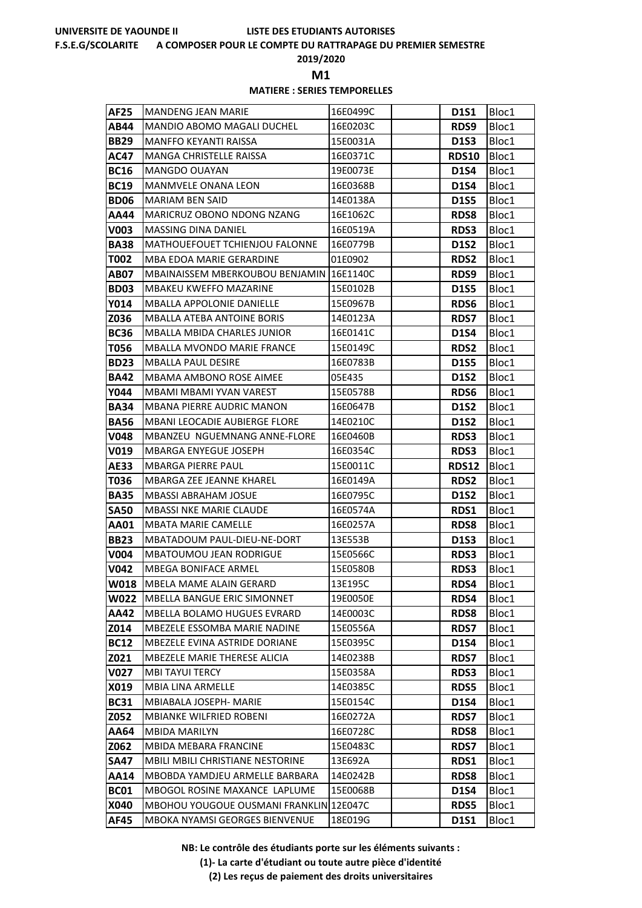**UNIVERSITE DE YAOUNDE II** **LISTE DES ETUDIANTS AUTORISES**

**F.S.E.G/SCOLARITE** **A COMPOSER POUR LE COMPTE DU RATTRAPAGE DU PREMIER SEMESTRE**

**2019/2020**

## M1

### MATIERE : SERIES TEMPORELLES

| | | | | | |
|---|---|---|---|---|---|
| **AF25** | MANDENG JEAN MARIE | 16E0499C | | **D1S1** | Bloc1 |
| **AB44** | MANDIO ABOMO MAGALI DUCHEL | 16E0203C | | **RDS9** | Bloc1 |
| **BB29** | MANFFO KEYANTI RAISSA | 15E0031A | | **D1S3** | Bloc1 |
| **AC47** | MANGA CHRISTELLE RAISSA | 16E0371C | | **RDS10** | Bloc1 |
| **BC16** | MANGDO OUAYAN | 19E0073E | | **D1S4** | Bloc1 |
| **BC19** | MANMVELE ONANA LEON | 16E0368B | | **D1S4** | Bloc1 |
| **BD06** | MARIAM BEN SAID | 14E0138A | | **D1S5** | Bloc1 |
| **AA44** | MARICRUZ OBONO NDONG NZANG | 16E1062C | | **RDS8** | Bloc1 |
| **V003** | MASSING DINA DANIEL | 16E0519A | | **RDS3** | Bloc1 |
| **BA38** | MATHOUEFOUET TCHIENJOU FALONNE | 16E0779B | | **D1S2** | Bloc1 |
| **T002** | MBA EDOA MARIE GERARDINE | 01E0902 | | **RDS2** | Bloc1 |
| **AB07** | MBAINAISSEM MBERKOUBOU BENJAMIN | 16E1140C | | **RDS9** | Bloc1 |
| **BD03** | MBAKEU KWEFFO MAZARINE | 15E0102B | | **D1S5** | Bloc1 |
| **Y014** | MBALLA APPOLONIE DANIELLE | 15E0967B | | **RDS6** | Bloc1 |
| **Z036** | MBALLA ATEBA ANTOINE BORIS | 14E0123A | | **RDS7** | Bloc1 |
| **BC36** | MBALLA MBIDA CHARLES JUNIOR | 16E0141C | | **D1S4** | Bloc1 |
| **T056** | MBALLA MVONDO MARIE FRANCE | 15E0149C | | **RDS2** | Bloc1 |
| **BD23** | MBALLA PAUL DESIRE | 16E0783B | | **D1S5** | Bloc1 |
| **BA42** | MBAMA AMBONO ROSE AIMEE | 05E435 | | **D1S2** | Bloc1 |
| **Y044** | MBAMI MBAMI YVAN VAREST | 15E0578B | | **RDS6** | Bloc1 |
| **BA34** | MBANA PIERRE AUDRIC MANON | 16E0647B | | **D1S2** | Bloc1 |
| **BA56** | MBANI LEOCADIE AUBIERGE FLORE | 14E0210C | | **D1S2** | Bloc1 |
| **V048** | MBANZEU NGUEMNANG ANNE-FLORE | 16E0460B | | **RDS3** | Bloc1 |
| **V019** | MBARGA ENYEGUE JOSEPH | 16E0354C | | **RDS3** | Bloc1 |
| **AE33** | MBARGA PIERRE PAUL | 15E0011C | | **RDS12** | Bloc1 |
| **T036** | MBARGA ZEE JEANNE KHAREL | 16E0149A | | **RDS2** | Bloc1 |
| **BA35** | MBASSI ABRAHAM JOSUE | 16E0795C | | **D1S2** | Bloc1 |
| **SA50** | MBASSI NKE MARIE CLAUDE | 16E0574A | | **RDS1** | Bloc1 |
| **AA01** | MBATA MARIE CAMELLE | 16E0257A | | **RDS8** | Bloc1 |
| **BB23** | MBATADOUM PAUL-DIEU-NE-DORT | 13E553B | | **D1S3** | Bloc1 |
| **V004** | MBATOUMOU JEAN RODRIGUE | 15E0566C | | **RDS3** | Bloc1 |
| **V042** | MBEGA BONIFACE ARMEL | 15E0580B | | **RDS3** | Bloc1 |
| **W018** | MBELA MAME ALAIN GERARD | 13E195C | | **RDS4** | Bloc1 |
| **W022** | MBELLA BANGUE ERIC SIMONNET | 19E0050E | | **RDS4** | Bloc1 |
| **AA42** | MBELLA BOLAMO HUGUES EVRARD | 14E0003C | | **RDS8** | Bloc1 |
| **Z014** | MBEZELE ESSOMBA MARIE NADINE | 15E0556A | | **RDS7** | Bloc1 |
| **BC12** | MBEZELE EVINA ASTRIDE DORIANE | 15E0395C | | **D1S4** | Bloc1 |
| **Z021** | MBEZELE MARIE THERESE ALICIA | 14E0238B | | **RDS7** | Bloc1 |
| **V027** | MBI TAYUI TERCY | 15E0358A | | **RDS3** | Bloc1 |
| **X019** | MBIA LINA ARMELLE | 14E0385C | | **RDS5** | Bloc1 |
| **BC31** | MBIABALA JOSEPH- MARIE | 15E0154C | | **D1S4** | Bloc1 |
| **Z052** | MBIANKE WILFRIED ROBENI | 16E0272A | | **RDS7** | Bloc1 |
| **AA64** | MBIDA MARILYN | 16E0728C | | **RDS8** | Bloc1 |
| **Z062** | MBIDA MEBARA FRANCINE | 15E0483C | | **RDS7** | Bloc1 |
| **SA47** | MBILI MBILI CHRISTIANE NESTORINE | 13E692A | | **RDS1** | Bloc1 |
| **AA14** | MBOBDA YAMDJEU ARMELLE BARBARA | 14E0242B | | **RDS8** | Bloc1 |
| **BC01** | MBOGOL ROSINE MAXANCE LAPLUME | 15E0068B | | **D1S4** | Bloc1 |
| **X040** | MBOHOU YOUGOUE OUSMANI FRANKLIN | 12E047C | | **RDS5** | Bloc1 |
| **AF45** | MBOKA NYAMSI GEORGES BIENVENUE | 18E019G | | **D1S1** | Bloc1 |

**NB: Le contrôle des étudiants porte sur les éléments suivants :**

**(1)- La carte d'étudiant ou toute autre pièce d'identité**

**(2) Les reçus de paiement des droits universitaires**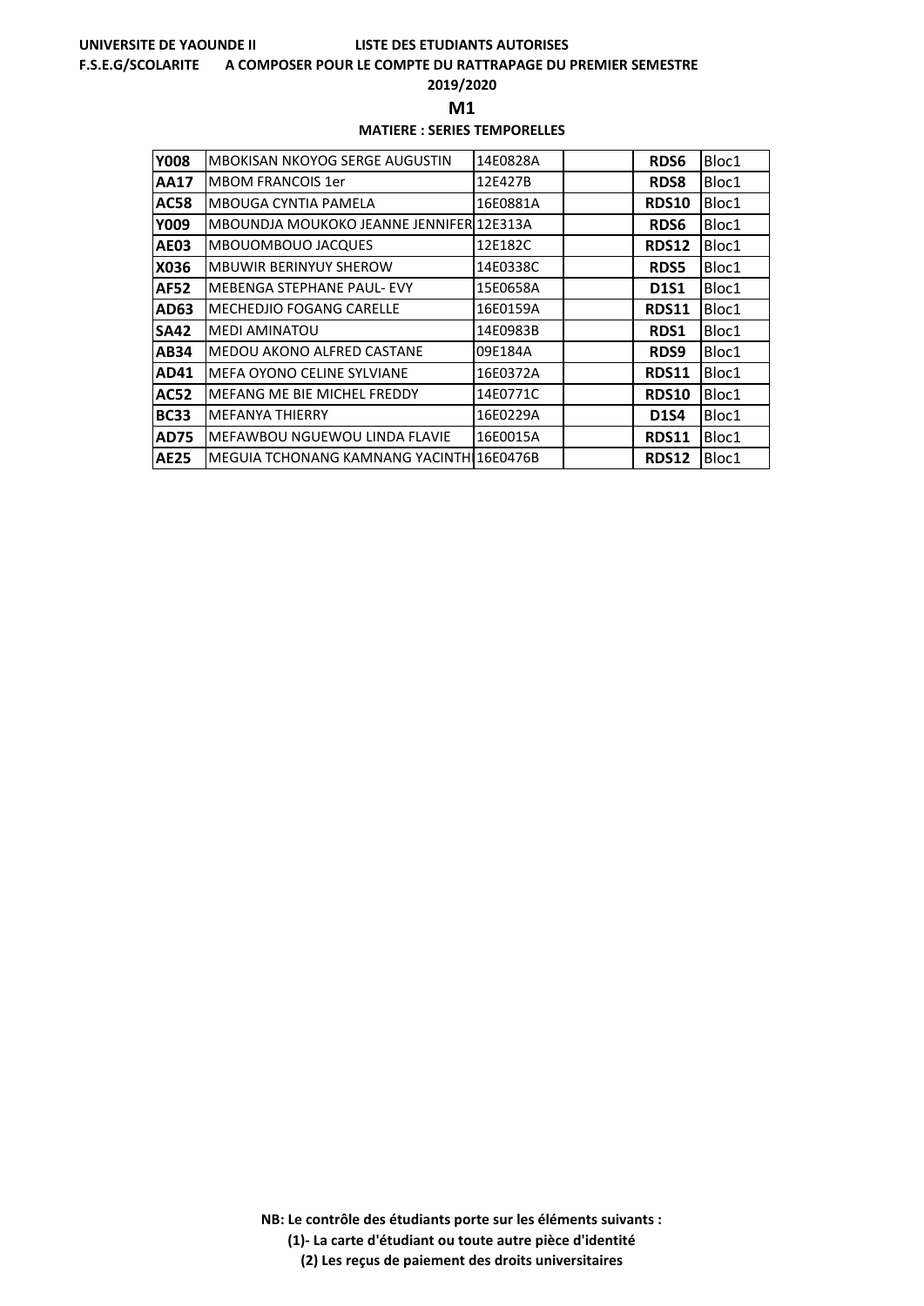**UNIVERSITE DE YAOUNDE II** **LISTE DES ETUDIANTS AUTORISES**

**F.S.E.G/SCOLARITE** **A COMPOSER POUR LE COMPTE DU RATTRAPAGE DU PREMIER SEMESTRE**

**2019/2020**

## M1

**MATIERE : SERIES TEMPORELLES**

| | | | | | |
|---|---|---|---|---|---|
| **Y008** | MBOKISAN NKOYOG SERGE AUGUSTIN | 14E0828A | | **RDS6** | Bloc1 |
| **AA17** | MBOM FRANCOIS 1er | 12E427B | | **RDS8** | Bloc1 |
| **AC58** | MBOUGA CYNTIA PAMELA | 16E0881A | | **RDS10** | Bloc1 |
| **Y009** | MBOUNDJA MOUKOKO JEANNE JENNIFER | 12E313A | | **RDS6** | Bloc1 |
| **AE03** | MBOUOMBOUO JACQUES | 12E182C | | **RDS12** | Bloc1 |
| **X036** | MBUWIR BERINYUY SHEROW | 14E0338C | | **RDS5** | Bloc1 |
| **AF52** | MEBENGA STEPHANE PAUL- EVY | 15E0658A | | **D1S1** | Bloc1 |
| **AD63** | MECHEDJIO FOGANG CARELLE | 16E0159A | | **RDS11** | Bloc1 |
| **SA42** | MEDI AMINATOU | 14E0983B | | **RDS1** | Bloc1 |
| **AB34** | MEDOU AKONO ALFRED CASTANE | 09E184A | | **RDS9** | Bloc1 |
| **AD41** | MEFA OYONO CELINE SYLVIANE | 16E0372A | | **RDS11** | Bloc1 |
| **AC52** | MEFANG ME BIE MICHEL FREDDY | 14E0771C | | **RDS10** | Bloc1 |
| **BC33** | MEFANYA THIERRY | 16E0229A | | **D1S4** | Bloc1 |
| **AD75** | MEFAWBOU NGUEWOU LINDA FLAVIE | 16E0015A | | **RDS11** | Bloc1 |
| **AE25** | MEGUIA TCHONANG KAMNANG YACINTH | 16E0476B | | **RDS12** | Bloc1 |

**NB: Le contrôle des étudiants porte sur les éléments suivants :**

**(1)- La carte d'étudiant ou toute autre pièce d'identité**

**(2) Les reçus de paiement des droits universitaires**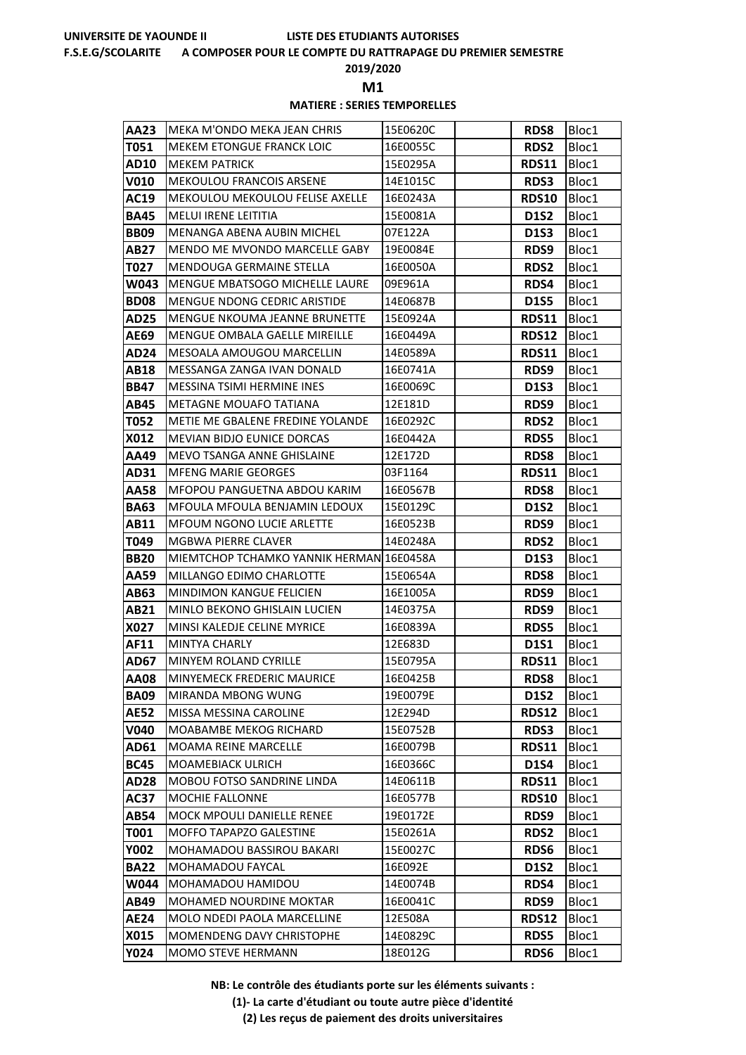UNIVERSITE DE YAOUNDE II — LISTE DES ETUDIANTS AUTORISES

F.S.E.G/SCOLARITE — A COMPOSER POUR LE COMPTE DU RATTRAPAGE DU PREMIER SEMESTRE

2019/2020

**M1**

**MATIERE : SERIES TEMPORELLES**

| | | | | | |
|---|---|---|---|---|---|
| **AA23** | MEKA M'ONDO MEKA JEAN CHRIS | 15E0620C | | **RDS8** | Bloc1 |
| **T051** | MEKEM ETONGUE FRANCK LOIC | 16E0055C | | **RDS2** | Bloc1 |
| **AD10** | MEKEM PATRICK | 15E0295A | | **RDS11** | Bloc1 |
| **V010** | MEKOULOU FRANCOIS ARSENE | 14E1015C | | **RDS3** | Bloc1 |
| **AC19** | MEKOULOU MEKOULOU FELISE AXELLE | 16E0243A | | **RDS10** | Bloc1 |
| **BA45** | MELUI IRENE LEITITIA | 15E0081A | | **D1S2** | Bloc1 |
| **BB09** | MENANGA ABENA AUBIN MICHEL | 07E122A | | **D1S3** | Bloc1 |
| **AB27** | MENDO ME MVONDO MARCELLE GABY | 19E0084E | | **RDS9** | Bloc1 |
| **T027** | MENDOUGA GERMAINE STELLA | 16E0050A | | **RDS2** | Bloc1 |
| **W043** | MENGUE MBATSOGO MICHELLE LAURE | 09E961A | | **RDS4** | Bloc1 |
| **BD08** | MENGUE NDONG CEDRIC ARISTIDE | 14E0687B | | **D1S5** | Bloc1 |
| **AD25** | MENGUE NKOUMA JEANNE BRUNETTE | 15E0924A | | **RDS11** | Bloc1 |
| **AE69** | MENGUE OMBALA GAELLE MIREILLE | 16E0449A | | **RDS12** | Bloc1 |
| **AD24** | MESOALA AMOUGOU MARCELLIN | 14E0589A | | **RDS11** | Bloc1 |
| **AB18** | MESSANGA ZANGA IVAN DONALD | 16E0741A | | **RDS9** | Bloc1 |
| **BB47** | MESSINA TSIMI HERMINE INES | 16E0069C | | **D1S3** | Bloc1 |
| **AB45** | METAGNE MOUAFO TATIANA | 12E181D | | **RDS9** | Bloc1 |
| **T052** | METIE ME GBALENE FREDINE YOLANDE | 16E0292C | | **RDS2** | Bloc1 |
| **X012** | MEVIAN BIDJO EUNICE DORCAS | 16E0442A | | **RDS5** | Bloc1 |
| **AA49** | MEVO TSANGA ANNE GHISLAINE | 12E172D | | **RDS8** | Bloc1 |
| **AD31** | MFENG MARIE GEORGES | 03F1164 | | **RDS11** | Bloc1 |
| **AA58** | MFOPOU PANGUETNA ABDOU KARIM | 16E0567B | | **RDS8** | Bloc1 |
| **BA63** | MFOULA MFOULA BENJAMIN LEDOUX | 15E0129C | | **D1S2** | Bloc1 |
| **AB11** | MFOUM NGONO LUCIE ARLETTE | 16E0523B | | **RDS9** | Bloc1 |
| **T049** | MGBWA PIERRE CLAVER | 14E0248A | | **RDS2** | Bloc1 |
| **BB20** | MIEMTCHOP TCHAMKO YANNIK HERMAN | 16E0458A | | **D1S3** | Bloc1 |
| **AA59** | MILLANGO EDIMO CHARLOTTE | 15E0654A | | **RDS8** | Bloc1 |
| **AB63** | MINDIMON KANGUE FELICIEN | 16E1005A | | **RDS9** | Bloc1 |
| **AB21** | MINLO BEKONO GHISLAIN LUCIEN | 14E0375A | | **RDS9** | Bloc1 |
| **X027** | MINSI KALEDJE CELINE MYRICE | 16E0839A | | **RDS5** | Bloc1 |
| **AF11** | MINTYA CHARLY | 12E683D | | **D1S1** | Bloc1 |
| **AD67** | MINYEM ROLAND CYRILLE | 15E0795A | | **RDS11** | Bloc1 |
| **AA08** | MINYEMECK FREDERIC MAURICE | 16E0425B | | **RDS8** | Bloc1 |
| **BA09** | MIRANDA MBONG WUNG | 19E0079E | | **D1S2** | Bloc1 |
| **AE52** | MISSA MESSINA CAROLINE | 12E294D | | **RDS12** | Bloc1 |
| **V040** | MOABAMBE MEKOG RICHARD | 15E0752B | | **RDS3** | Bloc1 |
| **AD61** | MOAMA REINE MARCELLE | 16E0079B | | **RDS11** | Bloc1 |
| **BC45** | MOAMEBIACK ULRICH | 16E0366C | | **D1S4** | Bloc1 |
| **AD28** | MOBOU FOTSO SANDRINE LINDA | 14E0611B | | **RDS11** | Bloc1 |
| **AC37** | MOCHIE FALLONNE | 16E0577B | | **RDS10** | Bloc1 |
| **AB54** | MOCK MPOULI DANIELLE RENEE | 19E0172E | | **RDS9** | Bloc1 |
| **T001** | MOFFO TAPAPZO GALESTINE | 15E0261A | | **RDS2** | Bloc1 |
| **Y002** | MOHAMADOU BASSIROU BAKARI | 15E0027C | | **RDS6** | Bloc1 |
| **BA22** | MOHAMADOU FAYCAL | 16E092E | | **D1S2** | Bloc1 |
| **W044** | MOHAMADOU HAMIDOU | 14E0074B | | **RDS4** | Bloc1 |
| **AB49** | MOHAMED NOURDINE MOKTAR | 16E0041C | | **RDS9** | Bloc1 |
| **AE24** | MOLO NDEDI PAOLA MARCELLINE | 12E508A | | **RDS12** | Bloc1 |
| **X015** | MOMENDENG DAVY CHRISTOPHE | 14E0829C | | **RDS5** | Bloc1 |
| **Y024** | MOMO STEVE HERMANN | 18E012G | | **RDS6** | Bloc1 |

**NB: Le contrôle des étudiants porte sur les éléments suivants :**

**(1)- La carte d'étudiant ou toute autre pièce d'identité**

**(2) Les reçus de paiement des droits universitaires**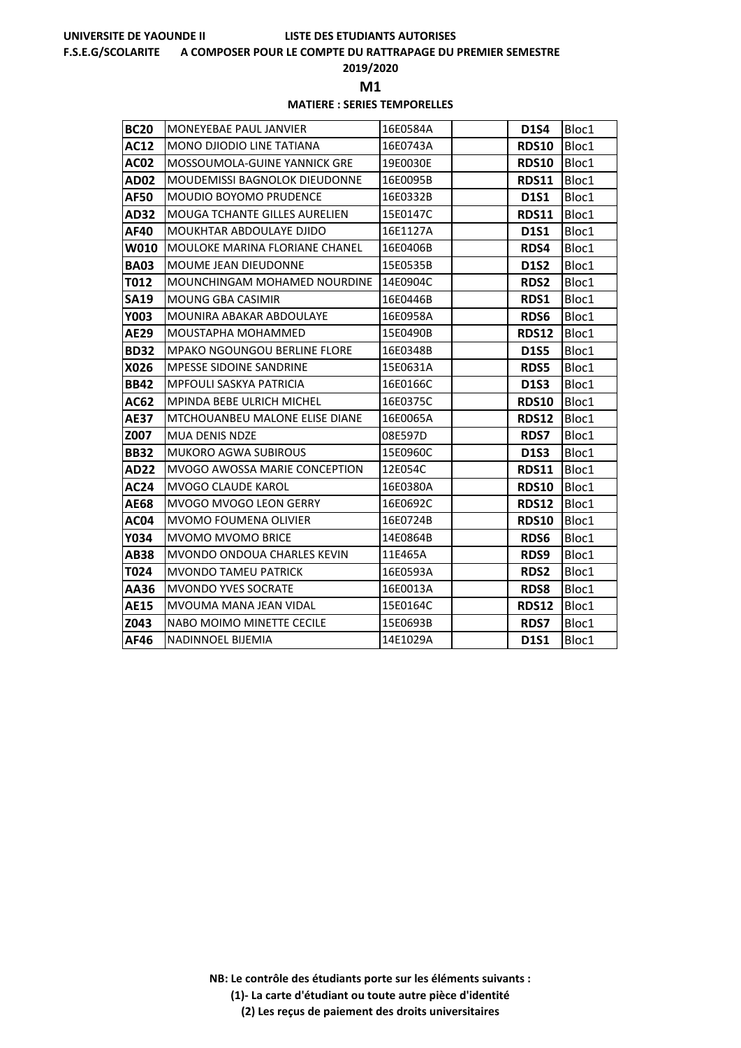UNIVERSITE DE YAOUNDE II — LISTE DES ETUDIANTS AUTORISES

F.S.E.G/SCOLARITE — A COMPOSER POUR LE COMPTE DU RATTRAPAGE DU PREMIER SEMESTRE

2019/2020

**M1**

**MATIERE : SERIES TEMPORELLES**

| | | | | | |
|---|---|---|---|---|---|
| **BC20** | MONEYEBAE PAUL JANVIER | 16E0584A | | **D1S4** | Bloc1 |
| **AC12** | MONO DJIODIO LINE TATIANA | 16E0743A | | **RDS10** | Bloc1 |
| **AC02** | MOSSOUMOLA-GUINE YANNICK GRE | 19E0030E | | **RDS10** | Bloc1 |
| **AD02** | MOUDEMISSI BAGNOLOK DIEUDONNE | 16E0095B | | **RDS11** | Bloc1 |
| **AF50** | MOUDIO BOYOMO PRUDENCE | 16E0332B | | **D1S1** | Bloc1 |
| **AD32** | MOUGA TCHANTE GILLES AURELIEN | 15E0147C | | **RDS11** | Bloc1 |
| **AF40** | MOUKHTAR ABDOULAYE DJIDO | 16E1127A | | **D1S1** | Bloc1 |
| **W010** | MOULOKE MARINA FLORIANE CHANEL | 16E0406B | | **RDS4** | Bloc1 |
| **BA03** | MOUME JEAN DIEUDONNE | 15E0535B | | **D1S2** | Bloc1 |
| **T012** | MOUNCHINGAM MOHAMED NOURDINE | 14E0904C | | **RDS2** | Bloc1 |
| **SA19** | MOUNG GBA CASIMIR | 16E0446B | | **RDS1** | Bloc1 |
| **Y003** | MOUNIRA ABAKAR ABDOULAYE | 16E0958A | | **RDS6** | Bloc1 |
| **AE29** | MOUSTAPHA MOHAMMED | 15E0490B | | **RDS12** | Bloc1 |
| **BD32** | MPAKO NGOUNGOU BERLINE FLORE | 16E0348B | | **D1S5** | Bloc1 |
| **X026** | MPESSE SIDOINE SANDRINE | 15E0631A | | **RDS5** | Bloc1 |
| **BB42** | MPFOULI SASKYA PATRICIA | 16E0166C | | **D1S3** | Bloc1 |
| **AC62** | MPINDA BEBE ULRICH MICHEL | 16E0375C | | **RDS10** | Bloc1 |
| **AE37** | MTCHOUANBEU MALONE ELISE DIANE | 16E0065A | | **RDS12** | Bloc1 |
| **Z007** | MUA DENIS NDZE | 08E597D | | **RDS7** | Bloc1 |
| **BB32** | MUKORO AGWA SUBIROUS | 15E0960C | | **D1S3** | Bloc1 |
| **AD22** | MVOGO AWOSSA MARIE CONCEPTION | 12E054C | | **RDS11** | Bloc1 |
| **AC24** | MVOGO CLAUDE KAROL | 16E0380A | | **RDS10** | Bloc1 |
| **AE68** | MVOGO MVOGO LEON GERRY | 16E0692C | | **RDS12** | Bloc1 |
| **AC04** | MVOMO FOUMENA OLIVIER | 16E0724B | | **RDS10** | Bloc1 |
| **Y034** | MVOMO MVOMO BRICE | 14E0864B | | **RDS6** | Bloc1 |
| **AB38** | MVONDO ONDOUA CHARLES KEVIN | 11E465A | | **RDS9** | Bloc1 |
| **T024** | MVONDO TAMEU PATRICK | 16E0593A | | **RDS2** | Bloc1 |
| **AA36** | MVONDO YVES SOCRATE | 16E0013A | | **RDS8** | Bloc1 |
| **AE15** | MVOUMA MANA JEAN VIDAL | 15E0164C | | **RDS12** | Bloc1 |
| **Z043** | NABO MOIMO MINETTE CECILE | 15E0693B | | **RDS7** | Bloc1 |
| **AF46** | NADINNOEL BIJEMIA | 14E1029A | | **D1S1** | Bloc1 |

**NB: Le contrôle des étudiants porte sur les éléments suivants :**

**(1)- La carte d'étudiant ou toute autre pièce d'identité**

**(2) Les reçus de paiement des droits universitaires**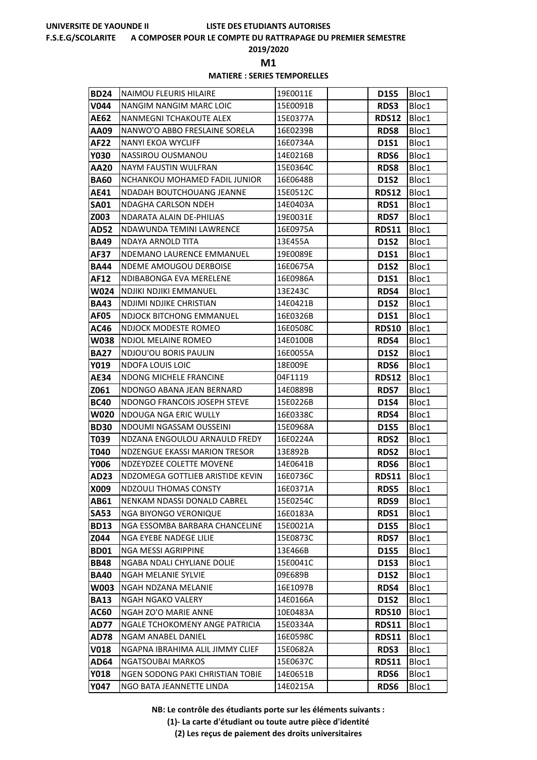**UNIVERSITE DE YAOUNDE II** **LISTE DES ETUDIANTS AUTORISES**

**F.S.E.G/SCOLARITE** **A COMPOSER POUR LE COMPTE DU RATTRAPAGE DU PREMIER SEMESTRE**

**2019/2020**

**M1**

**MATIERE : SERIES TEMPORELLES**

| | | | | | |
|---|---|---|---|---|---|
| **BD24** | NAIMOU FLEURIS HILAIRE | 19E0011E | | **D1S5** | Bloc1 |
| **V044** | NANGIM NANGIM MARC LOIC | 15E0091B | | **RDS3** | Bloc1 |
| **AE62** | NANMEGNI TCHAKOUTE ALEX | 15E0377A | | **RDS12** | Bloc1 |
| **AA09** | NANWO'O ABBO FRESLAINE SORELA | 16E0239B | | **RDS8** | Bloc1 |
| **AF22** | NANYI EKOA WYCLIFF | 16E0734A | | **D1S1** | Bloc1 |
| **Y030** | NASSIROU OUSMANOU | 14E0216B | | **RDS6** | Bloc1 |
| **AA20** | NAYM FAUSTIN WULFRAN | 15E0364C | | **RDS8** | Bloc1 |
| **BA60** | NCHANKOU MOHAMED FADIL JUNIOR | 16E0648B | | **D1S2** | Bloc1 |
| **AE41** | NDADAH BOUTCHOUANG JEANNE | 15E0512C | | **RDS12** | Bloc1 |
| **SA01** | NDAGHA CARLSON NDEH | 14E0403A | | **RDS1** | Bloc1 |
| **Z003** | NDARATA ALAIN DE-PHILIAS | 19E0031E | | **RDS7** | Bloc1 |
| **AD52** | NDAWUNDA TEMINI LAWRENCE | 16E0975A | | **RDS11** | Bloc1 |
| **BA49** | NDAYA ARNOLD TITA | 13E455A | | **D1S2** | Bloc1 |
| **AF37** | NDEMANO LAURENCE EMMANUEL | 19E0089E | | **D1S1** | Bloc1 |
| **BA44** | NDEME AMOUGOU DERBOISE | 16E0675A | | **D1S2** | Bloc1 |
| **AF12** | NDIBABONGA EVA MERELENE | 16E0986A | | **D1S1** | Bloc1 |
| **W024** | NDJIKI NDJIKI EMMANUEL | 13E243C | | **RDS4** | Bloc1 |
| **BA43** | NDJIMI NDJIKE CHRISTIAN | 14E0421B | | **D1S2** | Bloc1 |
| **AF05** | NDJOCK BITCHONG EMMANUEL | 16E0326B | | **D1S1** | Bloc1 |
| **AC46** | NDJOCK MODESTE ROMEO | 16E0508C | | **RDS10** | Bloc1 |
| **W038** | NDJOL MELAINE ROMEO | 14E0100B | | **RDS4** | Bloc1 |
| **BA27** | NDJOU'OU BORIS PAULIN | 16E0055A | | **D1S2** | Bloc1 |
| **Y019** | NDOFA LOUIS LOIC | 18E009E | | **RDS6** | Bloc1 |
| **AE34** | NDONG MICHELE FRANCINE | 04F1119 | | **RDS12** | Bloc1 |
| **Z061** | NDONGO ABANA JEAN BERNARD | 14E0889B | | **RDS7** | Bloc1 |
| **BC40** | NDONGO FRANCOIS JOSEPH STEVE | 15E0226B | | **D1S4** | Bloc1 |
| **W020** | NDOUGA NGA ERIC WULLY | 16E0338C | | **RDS4** | Bloc1 |
| **BD30** | NDOUMI NGASSAM OUSSEINI | 15E0968A | | **D1S5** | Bloc1 |
| **T039** | NDZANA ENGOULOU ARNAULD FREDY | 16E0224A | | **RDS2** | Bloc1 |
| **T040** | NDZENGUE EKASSI MARION TRESOR | 13E892B | | **RDS2** | Bloc1 |
| **Y006** | NDZEYDZEE COLETTE MOVENE | 14E0641B | | **RDS6** | Bloc1 |
| **AD23** | NDZOMEGA GOTTLIEB ARISTIDE KEVIN | 16E0736C | | **RDS11** | Bloc1 |
| **X009** | NDZOULI THOMAS CONSTY | 16E0371A | | **RDS5** | Bloc1 |
| **AB61** | NENKAM NDASSI DONALD CABREL | 15E0254C | | **RDS9** | Bloc1 |
| **SA53** | NGA BIYONGO VERONIQUE | 16E0183A | | **RDS1** | Bloc1 |
| **BD13** | NGA ESSOMBA BARBARA CHANCELINE | 15E0021A | | **D1S5** | Bloc1 |
| **Z044** | NGA EYEBE NADEGE LILIE | 15E0873C | | **RDS7** | Bloc1 |
| **BD01** | NGA MESSI AGRIPPINE | 13E466B | | **D1S5** | Bloc1 |
| **BB48** | NGABA NDALI CHYLIANE DOLIE | 15E0041C | | **D1S3** | Bloc1 |
| **BA40** | NGAH MELANIE SYLVIE | 09E689B | | **D1S2** | Bloc1 |
| **W003** | NGAH NDZANA MELANIE | 16E1097B | | **RDS4** | Bloc1 |
| **BA13** | NGAH NGAKO VALERY | 14E0166A | | **D1S2** | Bloc1 |
| **AC60** | NGAH ZO'O MARIE ANNE | 10E0483A | | **RDS10** | Bloc1 |
| **AD77** | NGALE TCHOKOMENY ANGE PATRICIA | 15E0334A | | **RDS11** | Bloc1 |
| **AD78** | NGAM ANABEL DANIEL | 16E0598C | | **RDS11** | Bloc1 |
| **V018** | NGAPNA IBRAHIMA ALIL JIMMY CLIEF | 15E0682A | | **RDS3** | Bloc1 |
| **AD64** | NGATSOUBAI MARKOS | 15E0637C | | **RDS11** | Bloc1 |
| **Y018** | NGEN SODONG PAKI CHRISTIAN TOBIE | 14E0651B | | **RDS6** | Bloc1 |
| **Y047** | NGO BATA JEANNETTE LINDA | 14E0215A | | **RDS6** | Bloc1 |

**NB: Le contrôle des étudiants porte sur les éléments suivants :**

**(1)- La carte d'étudiant ou toute autre pièce d'identité**

**(2) Les reçus de paiement des droits universitaires**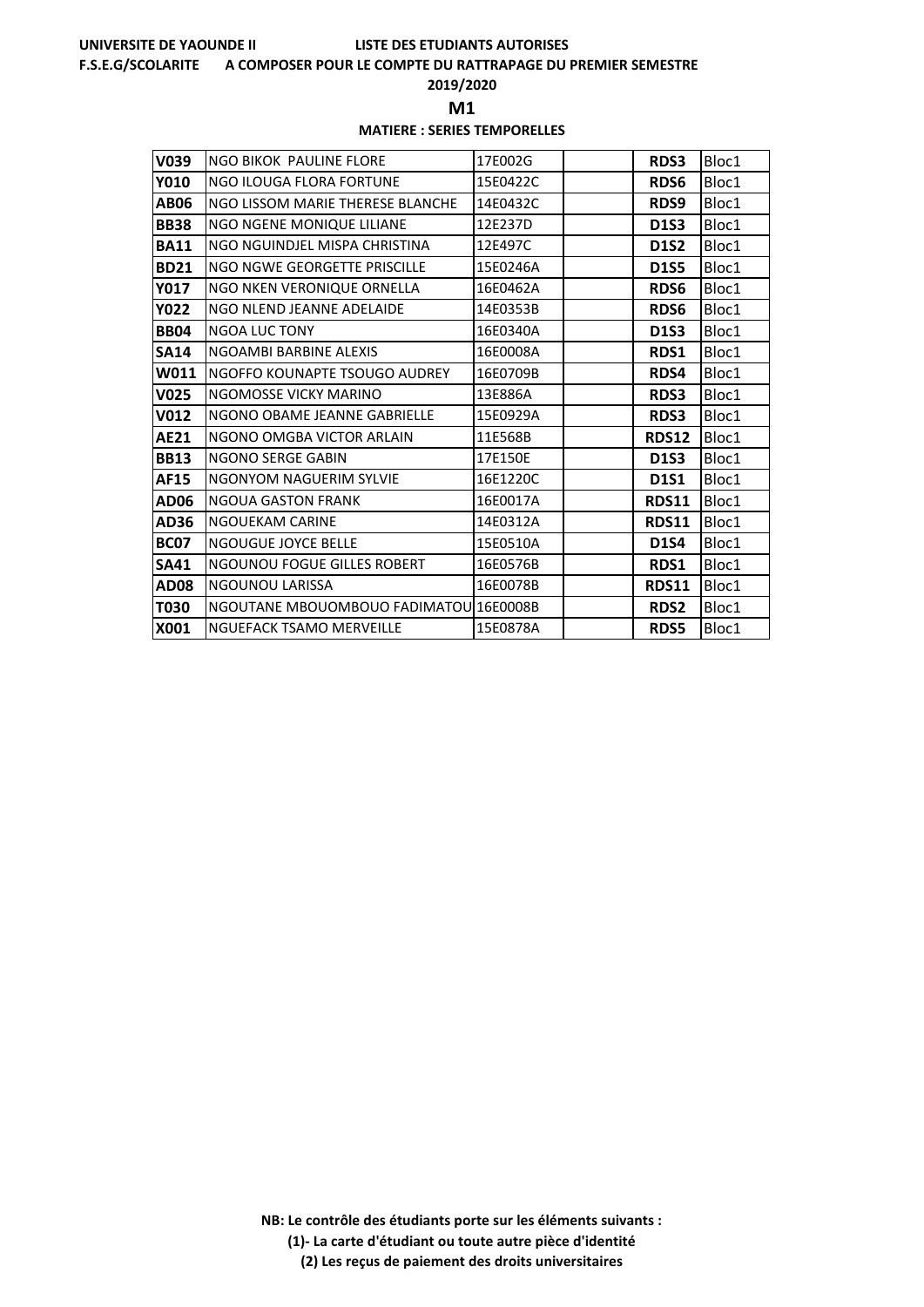UNIVERSITE DE YAOUNDE II LISTE DES ETUDIANTS AUTORISES

F.S.E.G/SCOLARITE A COMPOSER POUR LE COMPTE DU RATTRAPAGE DU PREMIER SEMESTRE

**2019/2020**

## M1

**MATIERE : SERIES TEMPORELLES**

| | | | | | |
|---|---|---|---|---|---|
| **V039** | NGO BIKOK PAULINE FLORE | 17E002G | | **RDS3** | Bloc1 |
| **Y010** | NGO ILOUGA FLORA FORTUNE | 15E0422C | | **RDS6** | Bloc1 |
| **AB06** | NGO LISSOM MARIE THERESE BLANCHE | 14E0432C | | **RDS9** | Bloc1 |
| **BB38** | NGO NGENE MONIQUE LILIANE | 12E237D | | **D1S3** | Bloc1 |
| **BA11** | NGO NGUINDJEL MISPA CHRISTINA | 12E497C | | **D1S2** | Bloc1 |
| **BD21** | NGO NGWE GEORGETTE PRISCILLE | 15E0246A | | **D1S5** | Bloc1 |
| **Y017** | NGO NKEN VERONIQUE ORNELLA | 16E0462A | | **RDS6** | Bloc1 |
| **Y022** | NGO NLEND JEANNE ADELAIDE | 14E0353B | | **RDS6** | Bloc1 |
| **BB04** | NGOA LUC TONY | 16E0340A | | **D1S3** | Bloc1 |
| **SA14** | NGOAMBI BARBINE ALEXIS | 16E0008A | | **RDS1** | Bloc1 |
| **W011** | NGOFFO KOUNAPTE TSOUGO AUDREY | 16E0709B | | **RDS4** | Bloc1 |
| **V025** | NGOMOSSE VICKY MARINO | 13E886A | | **RDS3** | Bloc1 |
| **V012** | NGONO OBAME JEANNE GABRIELLE | 15E0929A | | **RDS3** | Bloc1 |
| **AE21** | NGONO OMGBA VICTOR ARLAIN | 11E568B | | **RDS12** | Bloc1 |
| **BB13** | NGONO SERGE GABIN | 17E150E | | **D1S3** | Bloc1 |
| **AF15** | NGONYOM NAGUERIM SYLVIE | 16E1220C | | **D1S1** | Bloc1 |
| **AD06** | NGOUA GASTON FRANK | 16E0017A | | **RDS11** | Bloc1 |
| **AD36** | NGOUEKAM CARINE | 14E0312A | | **RDS11** | Bloc1 |
| **BC07** | NGOUGUE JOYCE BELLE | 15E0510A | | **D1S4** | Bloc1 |
| **SA41** | NGOUNOU FOGUE GILLES ROBERT | 16E0576B | | **RDS1** | Bloc1 |
| **AD08** | NGOUNOU LARISSA | 16E0078B | | **RDS11** | Bloc1 |
| **T030** | NGOUTANE MBOUOMBOUO FADIMATOU | 16E0008B | | **RDS2** | Bloc1 |
| **X001** | NGUEFACK TSAMO MERVEILLE | 15E0878A | | **RDS5** | Bloc1 |

**NB: Le contrôle des étudiants porte sur les éléments suivants :**

**(1)- La carte d'étudiant ou toute autre pièce d'identité**

**(2) Les reçus de paiement des droits universitaires**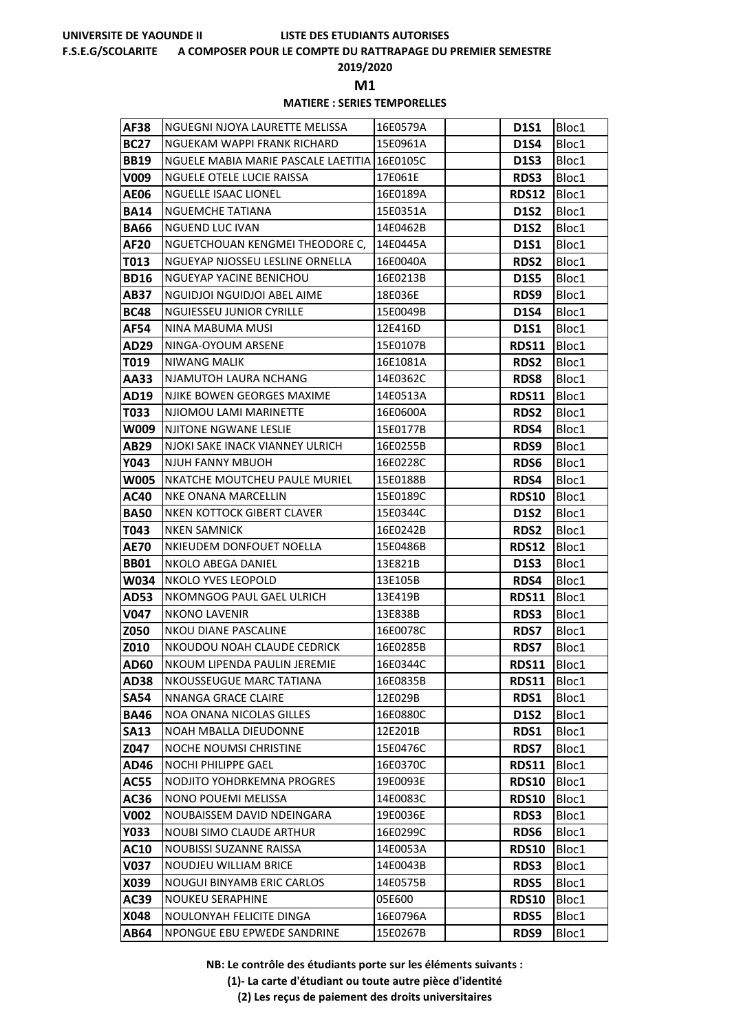UNIVERSITE DE YAOUNDE II — LISTE DES ETUDIANTS AUTORISES

F.S.E.G/SCOLARITE — A COMPOSER POUR LE COMPTE DU RATTRAPAGE DU PREMIER SEMESTRE

2019/2020

**M1**

**MATIERE : SERIES TEMPORELLES**

| | | | | | |
|---|---|---|---|---|---|
| **AF38** | NGUEGNI NJOYA LAURETTE MELISSA | 16E0579A | | **D1S1** | Bloc1 |
| **BC27** | NGUEKAM WAPPI FRANK RICHARD | 15E0961A | | **D1S4** | Bloc1 |
| **BB19** | NGUELE MABIA MARIE PASCALE LAETITIA | 16E0105C | | **D1S3** | Bloc1 |
| **V009** | NGUELE OTELE LUCIE RAISSA | 17E061E | | **RDS3** | Bloc1 |
| **AE06** | NGUELLE ISAAC LIONEL | 16E0189A | | **RDS12** | Bloc1 |
| **BA14** | NGUEMCHE TATIANA | 15E0351A | | **D1S2** | Bloc1 |
| **BA66** | NGUEND LUC IVAN | 14E0462B | | **D1S2** | Bloc1 |
| **AF20** | NGUETCHOUAN KENGMEI THEODORE C, | 14E0445A | | **D1S1** | Bloc1 |
| **T013** | NGUEYAP NJOSSEU LESLINE ORNELLA | 16E0040A | | **RDS2** | Bloc1 |
| **BD16** | NGUEYAP YACINE BENICHOU | 16E0213B | | **D1S5** | Bloc1 |
| **AB37** | NGUIDJOI NGUIDJOI ABEL AIME | 18E036E | | **RDS9** | Bloc1 |
| **BC48** | NGUIESSEU JUNIOR CYRILLE | 15E0049B | | **D1S4** | Bloc1 |
| **AF54** | NINA MABUMA MUSI | 12E416D | | **D1S1** | Bloc1 |
| **AD29** | NINGA-OYOUM ARSENE | 15E0107B | | **RDS11** | Bloc1 |
| **T019** | NIWANG MALIK | 16E1081A | | **RDS2** | Bloc1 |
| **AA33** | NJAMUTOH LAURA NCHANG | 14E0362C | | **RDS8** | Bloc1 |
| **AD19** | NJIKE BOWEN GEORGES MAXIME | 14E0513A | | **RDS11** | Bloc1 |
| **T033** | NJIOMOU LAMI MARINETTE | 16E0600A | | **RDS2** | Bloc1 |
| **W009** | NJITONE NGWANE LESLIE | 15E0177B | | **RDS4** | Bloc1 |
| **AB29** | NJOKI SAKE INACK VIANNEY ULRICH | 16E0255B | | **RDS9** | Bloc1 |
| **Y043** | NJUH FANNY MBUOH | 16E0228C | | **RDS6** | Bloc1 |
| **W005** | NKATCHE MOUTCHEU PAULE MURIEL | 15E0188B | | **RDS4** | Bloc1 |
| **AC40** | NKE ONANA MARCELLIN | 15E0189C | | **RDS10** | Bloc1 |
| **BA50** | NKEN KOTTOCK GIBERT CLAVER | 15E0344C | | **D1S2** | Bloc1 |
| **T043** | NKEN SAMNICK | 16E0242B | | **RDS2** | Bloc1 |
| **AE70** | NKIEUDEM DONFOUET NOELLA | 15E0486B | | **RDS12** | Bloc1 |
| **BB01** | NKOLO ABEGA DANIEL | 13E821B | | **D1S3** | Bloc1 |
| **W034** | NKOLO YVES LEOPOLD | 13E105B | | **RDS4** | Bloc1 |
| **AD53** | NKOMNGOG PAUL GAEL ULRICH | 13E419B | | **RDS11** | Bloc1 |
| **V047** | NKONO LAVENIR | 13E838B | | **RDS3** | Bloc1 |
| **Z050** | NKOU DIANE PASCALINE | 16E0078C | | **RDS7** | Bloc1 |
| **Z010** | NKOUDOU NOAH CLAUDE CEDRICK | 16E0285B | | **RDS7** | Bloc1 |
| **AD60** | NKOUM LIPENDA PAULIN JEREMIE | 16E0344C | | **RDS11** | Bloc1 |
| **AD38** | NKOUSSEUGUE MARC TATIANA | 16E0835B | | **RDS11** | Bloc1 |
| **SA54** | NNANGA GRACE CLAIRE | 12E029B | | **RDS1** | Bloc1 |
| **BA46** | NOA ONANA NICOLAS GILLES | 16E0880C | | **D1S2** | Bloc1 |
| **SA13** | NOAH MBALLA DIEUDONNE | 12E201B | | **RDS1** | Bloc1 |
| **Z047** | NOCHE NOUMSI CHRISTINE | 15E0476C | | **RDS7** | Bloc1 |
| **AD46** | NOCHI PHILIPPE GAEL | 16E0370C | | **RDS11** | Bloc1 |
| **AC55** | NODJITO YOHDRKEMNA PROGRES | 19E0093E | | **RDS10** | Bloc1 |
| **AC36** | NONO POUEMI MELISSA | 14E0083C | | **RDS10** | Bloc1 |
| **V002** | NOUBAISSEM DAVID NDEINGARA | 19E0036E | | **RDS3** | Bloc1 |
| **Y033** | NOUBI SIMO CLAUDE ARTHUR | 16E0299C | | **RDS6** | Bloc1 |
| **AC10** | NOUBISSI SUZANNE RAISSA | 14E0053A | | **RDS10** | Bloc1 |
| **V037** | NOUDJEU WILLIAM BRICE | 14E0043B | | **RDS3** | Bloc1 |
| **X039** | NOUGUI BINYAMB ERIC CARLOS | 14E0575B | | **RDS5** | Bloc1 |
| **AC39** | NOUKEU SERAPHINE | 05E600 | | **RDS10** | Bloc1 |
| **X048** | NOULONYAH FELICITE DINGA | 16E0796A | | **RDS5** | Bloc1 |
| **AB64** | NPONGUE EBU EPWEDE SANDRINE | 15E0267B | | **RDS9** | Bloc1 |

**NB: Le contrôle des étudiants porte sur les éléments suivants :**

**(1)- La carte d'étudiant ou toute autre pièce d'identité**

**(2) Les reçus de paiement des droits universitaires**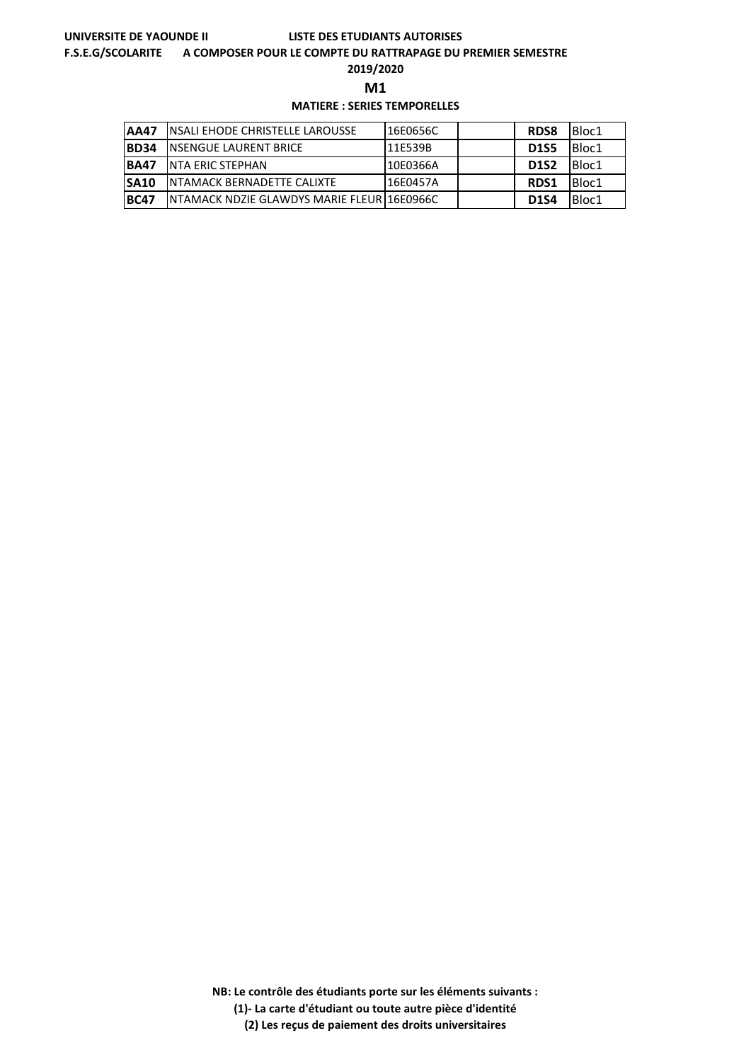**UNIVERSITE DE YAOUNDE II** **LISTE DES ETUDIANTS AUTORISES**

**F.S.E.G/SCOLARITE** **A COMPOSER POUR LE COMPTE DU RATTRAPAGE DU PREMIER SEMESTRE**

**2019/2020**

**M1**

**MATIERE : SERIES TEMPORELLES**

| | | | | | |
|---|---|---|---|---|---|
| **AA47** | NSALI EHODE CHRISTELLE LAROUSSE | 16E0656C | | **RDS8** | Bloc1 |
| **BD34** | NSENGUE LAURENT BRICE | 11E539B | | **D1S5** | Bloc1 |
| **BA47** | NTA ERIC STEPHAN | 10E0366A | | **D1S2** | Bloc1 |
| **SA10** | NTAMACK BERNADETTE CALIXTE | 16E0457A | | **RDS1** | Bloc1 |
| **BC47** | NTAMACK NDZIE GLAWDYS MARIE FLEUR | 16E0966C | | **D1S4** | Bloc1 |

**NB: Le contrôle des étudiants porte sur les éléments suivants :**

**(1)- La carte d'étudiant ou toute autre pièce d'identité**

**(2) Les reçus de paiement des droits universitaires**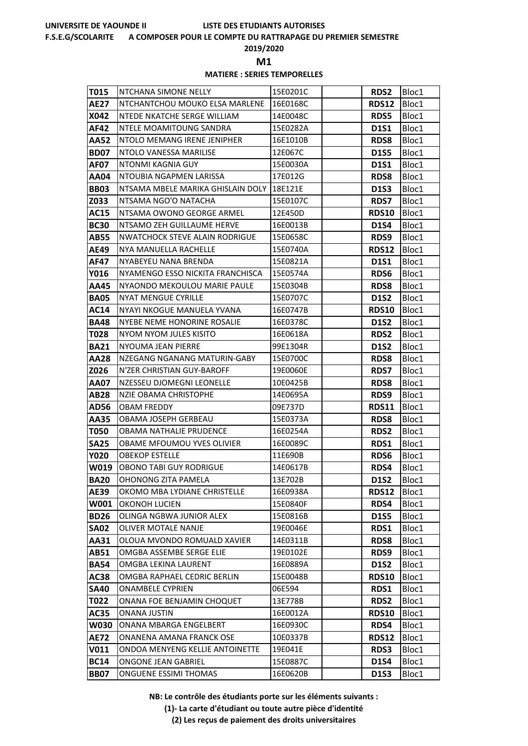**UNIVERSITE DE YAOUNDE II** **LISTE DES ETUDIANTS AUTORISES**

**F.S.E.G/SCOLARITE** **A COMPOSER POUR LE COMPTE DU RATTRAPAGE DU PREMIER SEMESTRE**

**2019/2020**

## M1

**MATIERE : SERIES TEMPORELLES**

| | | | | | |
|---|---|---|---|---|---|
| **T015** | NTCHANA SIMONE NELLY | 15E0201C | | **RDS2** | Bloc1 |
| **AE27** | NTCHANTCHOU MOUKO ELSA MARLENE | 16E0168C | | **RDS12** | Bloc1 |
| **X042** | NTEDE NKATCHE SERGE WILLIAM | 14E0048C | | **RDS5** | Bloc1 |
| **AF42** | NTELE MOAMITOUNG SANDRA | 15E0282A | | **D1S1** | Bloc1 |
| **AA52** | NTOLO MEMANG IRENE JENIPHER | 16E1010B | | **RDS8** | Bloc1 |
| **BD07** | NTOLO VANESSA MARILISE | 12E067C | | **D1S5** | Bloc1 |
| **AF07** | NTONMI KAGNIA GUY | 15E0030A | | **D1S1** | Bloc1 |
| **AA04** | NTOUBIA NGAPMEN LARISSA | 17E012G | | **RDS8** | Bloc1 |
| **BB03** | NTSAMA MBELE MARIKA GHISLAIN DOLY | 18E121E | | **D1S3** | Bloc1 |
| **Z033** | NTSAMA NGO'O NATACHA | 15E0107C | | **RDS7** | Bloc1 |
| **AC15** | NTSAMA OWONO GEORGE ARMEL | 12E450D | | **RDS10** | Bloc1 |
| **BC30** | NTSAMO ZEH GUILLAUME HERVE | 16E0013B | | **D1S4** | Bloc1 |
| **AB55** | NWATCHOCK STEVE ALAIN RODRIGUE | 15E0658C | | **RDS9** | Bloc1 |
| **AE49** | NYA MANUELLA RACHELLE | 15E0740A | | **RDS12** | Bloc1 |
| **AF47** | NYABEYEU NANA BRENDA | 15E0821A | | **D1S1** | Bloc1 |
| **Y016** | NYAMENGO ESSO NICKITA FRANCHISCA | 15E0574A | | **RDS6** | Bloc1 |
| **AA45** | NYAONDO MEKOULOU MARIE PAULE | 15E0304B | | **RDS8** | Bloc1 |
| **BA05** | NYAT MENGUE CYRILLE | 15E0707C | | **D1S2** | Bloc1 |
| **AC14** | NYAYI NKOGUE MANUELA YVANA | 16E0747B | | **RDS10** | Bloc1 |
| **BA48** | NYEBE NEME HONORINE ROSALIE | 16E0378C | | **D1S2** | Bloc1 |
| **T028** | NYOM NYOM JULES KISITO | 16E0618A | | **RDS2** | Bloc1 |
| **BA21** | NYOUMA JEAN PIERRE | 99E1304R | | **D1S2** | Bloc1 |
| **AA28** | NZEGANG NGANANG MATURIN-GABY | 15E0700C | | **RDS8** | Bloc1 |
| **Z026** | N'ZER CHRISTIAN GUY-BAROFF | 19E0060E | | **RDS7** | Bloc1 |
| **AA07** | NZESSEU DJOMEGNI LEONELLE | 10E0425B | | **RDS8** | Bloc1 |
| **AB28** | NZIE OBAMA CHRISTOPHE | 14E0695A | | **RDS9** | Bloc1 |
| **AD56** | OBAM FREDDY | 09E737D | | **RDS11** | Bloc1 |
| **AA35** | OBAMA JOSEPH GERBEAU | 15E0373A | | **RDS8** | Bloc1 |
| **T050** | OBAMA NATHALIE PRUDENCE | 16E0254A | | **RDS2** | Bloc1 |
| **SA25** | OBAME MFOUMOU YVES OLIVIER | 16E0089C | | **RDS1** | Bloc1 |
| **Y020** | OBEKOP ESTELLE | 11E690B | | **RDS6** | Bloc1 |
| **W019** | OBONO TABI GUY RODRIGUE | 14E0617B | | **RDS4** | Bloc1 |
| **BA20** | OHONONG ZITA PAMELA | 13E702B | | **D1S2** | Bloc1 |
| **AE39** | OKOMO MBA LYDIANE CHRISTELLE | 16E0938A | | **RDS12** | Bloc1 |
| **W001** | OKONOH LUCIEN | 15E0840F | | **RDS4** | Bloc1 |
| **BD26** | OLINGA NGBWA JUNIOR ALEX | 15E0816B | | **D1S5** | Bloc1 |
| **SA02** | OLIVER MOTALE NANJE | 19E0046E | | **RDS1** | Bloc1 |
| **AA31** | OLOUA MVONDO ROMUALD XAVIER | 14E0311B | | **RDS8** | Bloc1 |
| **AB51** | OMGBA ASSEMBE SERGE ELIE | 19E0102E | | **RDS9** | Bloc1 |
| **BA54** | OMGBA LEKINA LAURENT | 16E0889A | | **D1S2** | Bloc1 |
| **AC38** | OMGBA RAPHAEL CEDRIC BERLIN | 15E0048B | | **RDS10** | Bloc1 |
| **SA40** | ONAMBELE CYPRIEN | 06E594 | | **RDS1** | Bloc1 |
| **T022** | ONANA FOE BENJAMIN CHOQUET | 13E778B | | **RDS2** | Bloc1 |
| **AC35** | ONANA JUSTIN | 16E0012A | | **RDS10** | Bloc1 |
| **W030** | ONANA MBARGA ENGELBERT | 16E0930C | | **RDS4** | Bloc1 |
| **AE72** | ONANENA AMANA FRANCK OSE | 10E0337B | | **RDS12** | Bloc1 |
| **V011** | ONDOA MENYENG KELLIE ANTOINETTE | 19E041E | | **RDS3** | Bloc1 |
| **BC14** | ONGONE JEAN GABRIEL | 15E0887C | | **D1S4** | Bloc1 |
| **BB07** | ONGUENE ESSIMI THOMAS | 16E0620B | | **D1S3** | Bloc1 |

**NB: Le contrôle des étudiants porte sur les éléments suivants :**

**(1)- La carte d'étudiant ou toute autre pièce d'identité**

**(2) Les reçus de paiement des droits universitaires**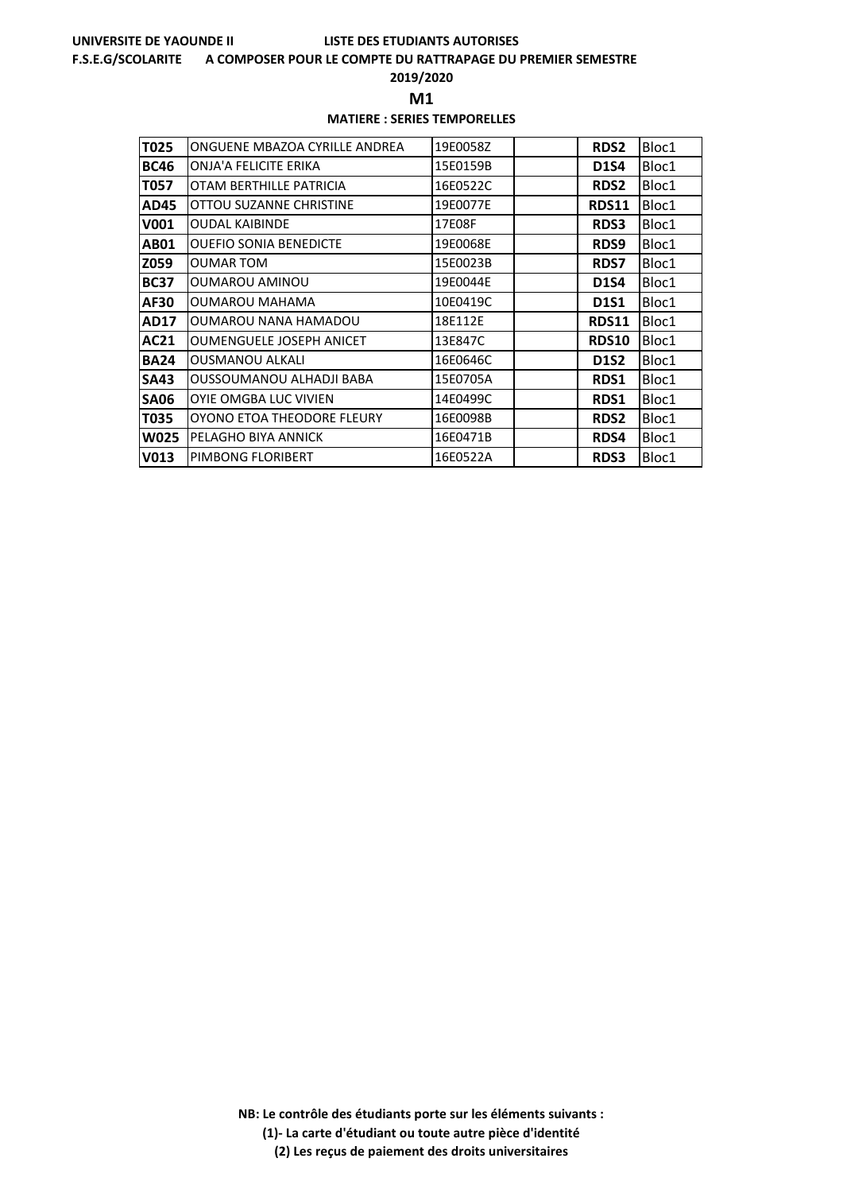UNIVERSITE DE YAOUNDE II — LISTE DES ETUDIANTS AUTORISES

F.S.E.G/SCOLARITE — A COMPOSER POUR LE COMPTE DU RATTRAPAGE DU PREMIER SEMESTRE

**2019/2020**

## M1

**MATIERE : SERIES TEMPORELLES**

| | | | | | |
|---|---|---|---|---|---|
| **T025** | ONGUENE MBAZOA CYRILLE ANDREA | 19E0058Z | | **RDS2** | Bloc1 |
| **BC46** | ONJA'A FELICITE ERIKA | 15E0159B | | **D1S4** | Bloc1 |
| **T057** | OTAM BERTHILLE PATRICIA | 16E0522C | | **RDS2** | Bloc1 |
| **AD45** | OTTOU SUZANNE CHRISTINE | 19E0077E | | **RDS11** | Bloc1 |
| **V001** | OUDAL KAIBINDE | 17E08F | | **RDS3** | Bloc1 |
| **AB01** | OUEFIO SONIA BENEDICTE | 19E0068E | | **RDS9** | Bloc1 |
| **Z059** | OUMAR TOM | 15E0023B | | **RDS7** | Bloc1 |
| **BC37** | OUMAROU AMINOU | 19E0044E | | **D1S4** | Bloc1 |
| **AF30** | OUMAROU MAHAMA | 10E0419C | | **D1S1** | Bloc1 |
| **AD17** | OUMAROU NANA HAMADOU | 18E112E | | **RDS11** | Bloc1 |
| **AC21** | OUMENGUELE JOSEPH ANICET | 13E847C | | **RDS10** | Bloc1 |
| **BA24** | OUSMANOU ALKALI | 16E0646C | | **D1S2** | Bloc1 |
| **SA43** | OUSSOUMANOU ALHADJI BABA | 15E0705A | | **RDS1** | Bloc1 |
| **SA06** | OYIE OMGBA LUC VIVIEN | 14E0499C | | **RDS1** | Bloc1 |
| **T035** | OYONO ETOA THEODORE FLEURY | 16E0098B | | **RDS2** | Bloc1 |
| **W025** | PELAGHO BIYA ANNICK | 16E0471B | | **RDS4** | Bloc1 |
| **V013** | PIMBONG FLORIBERT | 16E0522A | | **RDS3** | Bloc1 |

**NB: Le contrôle des étudiants porte sur les éléments suivants :**

**(1)- La carte d'étudiant ou toute autre pièce d'identité**

**(2) Les reçus de paiement des droits universitaires**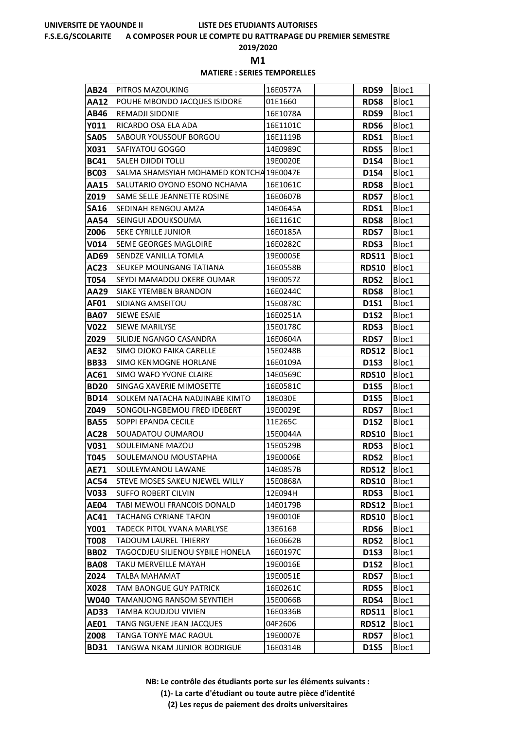UNIVERSITE DE YAOUNDE II — LISTE DES ETUDIANTS AUTORISES

F.S.E.G/SCOLARITE — A COMPOSER POUR LE COMPTE DU RATTRAPAGE DU PREMIER SEMESTRE

2019/2020

**M1**

**MATIERE : SERIES TEMPORELLES**

| | | | | | |
|---|---|---|---|---|---|
| **AB24** | PITROS MAZOUKING | 16E0577A | | **RDS9** | Bloc1 |
| **AA12** | POUHE MBONDO JACQUES ISIDORE | 01E1660 | | **RDS8** | Bloc1 |
| **AB46** | REMADJI SIDONIE | 16E1078A | | **RDS9** | Bloc1 |
| **Y011** | RICARDO OSA ELA ADA | 16E1101C | | **RDS6** | Bloc1 |
| **SA05** | SABOUR YOUSSOUF BORGOU | 16E1119B | | **RDS1** | Bloc1 |
| **X031** | SAFIYATOU GOGGO | 14E0989C | | **RDS5** | Bloc1 |
| **BC41** | SALEH DJIDDI TOLLI | 19E0020E | | **D1S4** | Bloc1 |
| **BC03** | SALMA SHAMSYIAH MOHAMED KONTCHA | 19E0047E | | **D1S4** | Bloc1 |
| **AA15** | SALUTARIO OYONO ESONO NCHAMA | 16E1061C | | **RDS8** | Bloc1 |
| **Z019** | SAME SELLE JEANNETTE ROSINE | 16E0607B | | **RDS7** | Bloc1 |
| **SA16** | SEDINAH RENGOU AMZA | 14E0645A | | **RDS1** | Bloc1 |
| **AA54** | SEINGUI ADOUKSOUMA | 16E1161C | | **RDS8** | Bloc1 |
| **Z006** | SEKE CYRILLE JUNIOR | 16E0185A | | **RDS7** | Bloc1 |
| **V014** | SEME GEORGES MAGLOIRE | 16E0282C | | **RDS3** | Bloc1 |
| **AD69** | SENDZE VANILLA TOMLA | 19E0005E | | **RDS11** | Bloc1 |
| **AC23** | SEUKEP MOUNGANG TATIANA | 16E0558B | | **RDS10** | Bloc1 |
| **T054** | SEYDI MAMADOU OKERE OUMAR | 19E0057Z | | **RDS2** | Bloc1 |
| **AA29** | SIAKE YTEMBEN BRANDON | 16E0244C | | **RDS8** | Bloc1 |
| **AF01** | SIDIANG AMSEITOU | 15E0878C | | **D1S1** | Bloc1 |
| **BA07** | SIEWE ESAIE | 16E0251A | | **D1S2** | Bloc1 |
| **V022** | SIEWE MARILYSE | 15E0178C | | **RDS3** | Bloc1 |
| **Z029** | SILIDJE NGANGO CASANDRA | 16E0604A | | **RDS7** | Bloc1 |
| **AE32** | SIMO DJOKO FAIKA CARELLE | 15E0248B | | **RDS12** | Bloc1 |
| **BB33** | SIMO KENMOGNE HORLANE | 16E0109A | | **D1S3** | Bloc1 |
| **AC61** | SIMO WAFO YVONE CLAIRE | 14E0569C | | **RDS10** | Bloc1 |
| **BD20** | SINGAG XAVERIE MIMOSETTE | 16E0581C | | **D1S5** | Bloc1 |
| **BD14** | SOLKEM NATACHA NADJINABE KIMTO | 18E030E | | **D1S5** | Bloc1 |
| **Z049** | SONGOLI-NGBEMOU FRED IDEBERT | 19E0029E | | **RDS7** | Bloc1 |
| **BA55** | SOPPI EPANDA CECILE | 11E265C | | **D1S2** | Bloc1 |
| **AC28** | SOUADATOU OUMAROU | 15E0044A | | **RDS10** | Bloc1 |
| **V031** | SOULEIMANE MAZOU | 15E0529B | | **RDS3** | Bloc1 |
| **T045** | SOULEMANOU MOUSTAPHA | 19E0006E | | **RDS2** | Bloc1 |
| **AE71** | SOULEYMANOU LAWANE | 14E0857B | | **RDS12** | Bloc1 |
| **AC54** | STEVE MOSES SAKEU NJEWEL WILLY | 15E0868A | | **RDS10** | Bloc1 |
| **V033** | SUFFO ROBERT CILVIN | 12E094H | | **RDS3** | Bloc1 |
| **AE04** | TABI MEWOLI FRANCOIS DONALD | 14E0179B | | **RDS12** | Bloc1 |
| **AC41** | TACHANG CYRIANE TAFON | 19E0010E | | **RDS10** | Bloc1 |
| **Y001** | TADECK PITOL YVANA MARLYSE | 13E616B | | **RDS6** | Bloc1 |
| **T008** | TADOUM LAUREL THIERRY | 16E0662B | | **RDS2** | Bloc1 |
| **BB02** | TAGOCDJEU SILIENOU SYBILE HONELA | 16E0197C | | **D1S3** | Bloc1 |
| **BA08** | TAKU MERVEILLE MAYAH | 19E0016E | | **D1S2** | Bloc1 |
| **Z024** | TALBA MAHAMAT | 19E0051E | | **RDS7** | Bloc1 |
| **X028** | TAM BAONGUE GUY PATRICK | 16E0261C | | **RDS5** | Bloc1 |
| **W040** | TAMANJONG RANSOM SEYNTIEH | 15E0066B | | **RDS4** | Bloc1 |
| **AD33** | TAMBA KOUDJOU VIVIEN | 16E0336B | | **RDS11** | Bloc1 |
| **AE01** | TANG NGUENE JEAN JACQUES | 04F2606 | | **RDS12** | Bloc1 |
| **Z008** | TANGA TONYE MAC RAOUL | 19E0007E | | **RDS7** | Bloc1 |
| **BD31** | TANGWA NKAM JUNIOR BODRIGUE | 16E0314B | | **D1S5** | Bloc1 |

**NB: Le contrôle des étudiants porte sur les éléments suivants :**

**(1)- La carte d'étudiant ou toute autre pièce d'identité**

**(2) Les reçus de paiement des droits universitaires**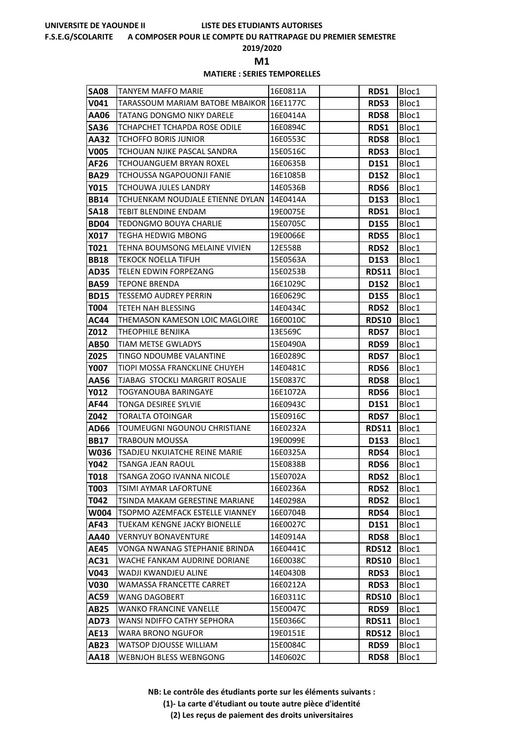UNIVERSITE DE YAOUNDE II LISTE DES ETUDIANTS AUTORISES

F.S.E.G/SCOLARITE A COMPOSER POUR LE COMPTE DU RATTRAPAGE DU PREMIER SEMESTRE

2019/2020

**M1**

**MATIERE : SERIES TEMPORELLES**

| | | | | | |
|---|---|---|---|---|---|
| **SA08** | TANYEM MAFFO MARIE | 16E0811A | | **RDS1** | Bloc1 |
| **V041** | TARASSOUM MARIAM BATOBE MBAIKOR | 16E1177C | | **RDS3** | Bloc1 |
| **AA06** | TATANG DONGMO NIKY DARELE | 16E0414A | | **RDS8** | Bloc1 |
| **SA36** | TCHAPCHET TCHAPDA ROSE ODILE | 16E0894C | | **RDS1** | Bloc1 |
| **AA32** | TCHOFFO BORIS JUNIOR | 16E0553C | | **RDS8** | Bloc1 |
| **V005** | TCHOUAN NJIKE PASCAL SANDRA | 15E0516C | | **RDS3** | Bloc1 |
| **AF26** | TCHOUANGUEM BRYAN ROXEL | 16E0635B | | **D1S1** | Bloc1 |
| **BA29** | TCHOUSSA NGAPOUONJI FANIE | 16E1085B | | **D1S2** | Bloc1 |
| **Y015** | TCHOUWA JULES LANDRY | 14E0536B | | **RDS6** | Bloc1 |
| **BB14** | TCHUENKAM NOUDJALE ETIENNE DYLAN | 14E0414A | | **D1S3** | Bloc1 |
| **SA18** | TEBIT BLENDINE ENDAM | 19E0075E | | **RDS1** | Bloc1 |
| **BD04** | TEDONGMO BOUYA CHARLIE | 15E0705C | | **D1S5** | Bloc1 |
| **X017** | TEGHA HEDWIG MBONG | 19E0066E | | **RDS5** | Bloc1 |
| **T021** | TEHNA BOUMSONG MELAINE VIVIEN | 12E558B | | **RDS2** | Bloc1 |
| **BB18** | TEKOCK NOELLA TIFUH | 15E0563A | | **D1S3** | Bloc1 |
| **AD35** | TELEN EDWIN FORPEZANG | 15E0253B | | **RDS11** | Bloc1 |
| **BA59** | TEPONE BRENDA | 16E1029C | | **D1S2** | Bloc1 |
| **BD15** | TESSEMO AUDREY PERRIN | 16E0629C | | **D1S5** | Bloc1 |
| **T004** | TETEH NAH BLESSING | 14E0434C | | **RDS2** | Bloc1 |
| **AC44** | THEMASON KAMESON LOIC MAGLOIRE | 16E0010C | | **RDS10** | Bloc1 |
| **Z012** | THEOPHILE BENJIKA | 13E569C | | **RDS7** | Bloc1 |
| **AB50** | TIAM METSE GWLADYS | 15E0490A | | **RDS9** | Bloc1 |
| **Z025** | TINGO NDOUMBE VALANTINE | 16E0289C | | **RDS7** | Bloc1 |
| **Y007** | TIOPI MOSSA FRANCKLINE CHUYEH | 14E0481C | | **RDS6** | Bloc1 |
| **AA56** | TJABAG STOCKLI MARGRIT ROSALIE | 15E0837C | | **RDS8** | Bloc1 |
| **Y012** | TOGYANOUBA BARINGAYE | 16E1072A | | **RDS6** | Bloc1 |
| **AF44** | TONGA DESIREE SYLVIE | 16E0943C | | **D1S1** | Bloc1 |
| **Z042** | TORALTA OTOINGAR | 15E0916C | | **RDS7** | Bloc1 |
| **AD66** | TOUMEUGNI NGOUNOU CHRISTIANE | 16E0232A | | **RDS11** | Bloc1 |
| **BB17** | TRABOUN MOUSSA | 19E0099E | | **D1S3** | Bloc1 |
| **W036** | TSADJEU NKUIATCHE REINE MARIE | 16E0325A | | **RDS4** | Bloc1 |
| **Y042** | TSANGA JEAN RAOUL | 15E0838B | | **RDS6** | Bloc1 |
| **T018** | TSANGA ZOGO IVANNA NICOLE | 15E0702A | | **RDS2** | Bloc1 |
| **T003** | TSIMI AYMAR LAFORTUNE | 16E0236A | | **RDS2** | Bloc1 |
| **T042** | TSINDA MAKAM GERESTINE MARIANE | 14E0298A | | **RDS2** | Bloc1 |
| **W004** | TSOPMO AZEMFACK ESTELLE VIANNEY | 16E0704B | | **RDS4** | Bloc1 |
| **AF43** | TUEKAM KENGNE JACKY BIONELLE | 16E0027C | | **D1S1** | Bloc1 |
| **AA40** | VERNYUY BONAVENTURE | 14E0914A | | **RDS8** | Bloc1 |
| **AE45** | VONGA NWANAG STEPHANIE BRINDA | 16E0441C | | **RDS12** | Bloc1 |
| **AC31** | WACHE FANKAM AUDRINE DORIANE | 16E0038C | | **RDS10** | Bloc1 |
| **V043** | WADJI KWANDJEU ALINE | 14E0430B | | **RDS3** | Bloc1 |
| **V030** | WAMASSA FRANCETTE CARRET | 16E0212A | | **RDS3** | Bloc1 |
| **AC59** | WANG DAGOBERT | 16E0311C | | **RDS10** | Bloc1 |
| **AB25** | WANKO FRANCINE VANELLE | 15E0047C | | **RDS9** | Bloc1 |
| **AD73** | WANSI NDIFFO CATHY SEPHORA | 15E0366C | | **RDS11** | Bloc1 |
| **AE13** | WARA BRONO NGUFOR | 19E0151E | | **RDS12** | Bloc1 |
| **AB23** | WATSOP DJOUSSE WILLIAM | 15E0084C | | **RDS9** | Bloc1 |
| **AA18** | WEBNJOH BLESS WEBNGONG | 14E0602C | | **RDS8** | Bloc1 |

**NB: Le contrôle des étudiants porte sur les éléments suivants :**

**(1)- La carte d'étudiant ou toute autre pièce d'identité**

**(2) Les reçus de paiement des droits universitaires**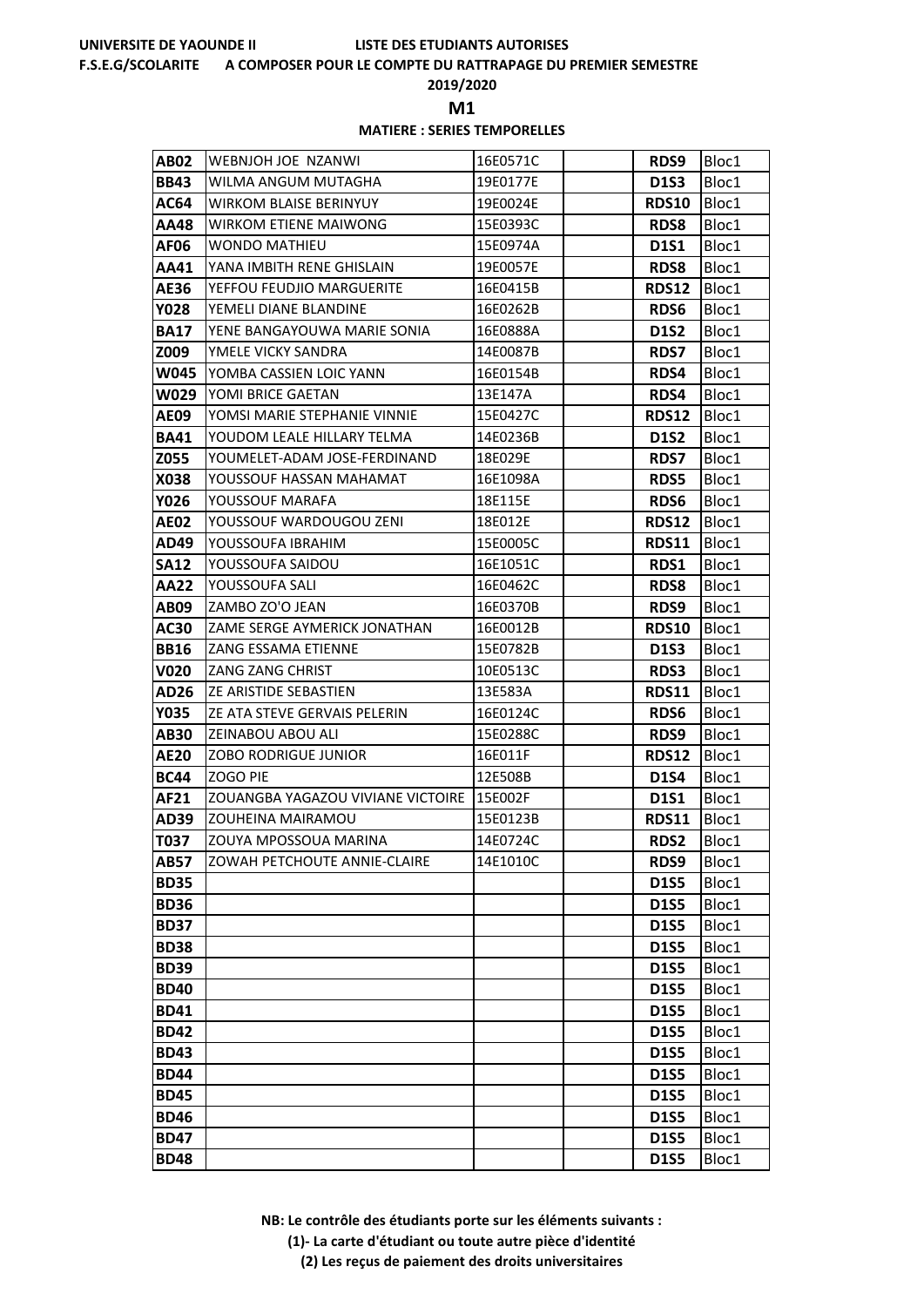UNIVERSITE DE YAOUNDE II LISTE DES ETUDIANTS AUTORISES

F.S.E.G/SCOLARITE A COMPOSER POUR LE COMPTE DU RATTRAPAGE DU PREMIER SEMESTRE

2019/2020

**M1**

**MATIERE : SERIES TEMPORELLES**

| | | | | | |
|---|---|---|---|---|---|
| **AB02** | WEBNJOH JOE NZANWI | 16E0571C | | **RDS9** | Bloc1 |
| **BB43** | WILMA ANGUM MUTAGHA | 19E0177E | | **D1S3** | Bloc1 |
| **AC64** | WIRKOM BLAISE BERINYUY | 19E0024E | | **RDS10** | Bloc1 |
| **AA48** | WIRKOM ETIENE MAIWONG | 15E0393C | | **RDS8** | Bloc1 |
| **AF06** | WONDO MATHIEU | 15E0974A | | **D1S1** | Bloc1 |
| **AA41** | YANA IMBITH RENE GHISLAIN | 19E0057E | | **RDS8** | Bloc1 |
| **AE36** | YEFFOU FEUDJIO MARGUERITE | 16E0415B | | **RDS12** | Bloc1 |
| **Y028** | YEMELI DIANE BLANDINE | 16E0262B | | **RDS6** | Bloc1 |
| **BA17** | YENE BANGAYOUWA MARIE SONIA | 16E0888A | | **D1S2** | Bloc1 |
| **Z009** | YMELE VICKY SANDRA | 14E0087B | | **RDS7** | Bloc1 |
| **W045** | YOMBA CASSIEN LOIC YANN | 16E0154B | | **RDS4** | Bloc1 |
| **W029** | YOMI BRICE GAETAN | 13E147A | | **RDS4** | Bloc1 |
| **AE09** | YOMSI MARIE STEPHANIE VINNIE | 15E0427C | | **RDS12** | Bloc1 |
| **BA41** | YOUDOM LEALE HILLARY TELMA | 14E0236B | | **D1S2** | Bloc1 |
| **Z055** | YOUMELET-ADAM JOSE-FERDINAND | 18E029E | | **RDS7** | Bloc1 |
| **X038** | YOUSSOUF HASSAN MAHAMAT | 16E1098A | | **RDS5** | Bloc1 |
| **Y026** | YOUSSOUF MARAFA | 18E115E | | **RDS6** | Bloc1 |
| **AE02** | YOUSSOUF WARDOUGOU ZENI | 18E012E | | **RDS12** | Bloc1 |
| **AD49** | YOUSSOUFA IBRAHIM | 15E0005C | | **RDS11** | Bloc1 |
| **SA12** | YOUSSOUFA SAIDOU | 16E1051C | | **RDS1** | Bloc1 |
| **AA22** | YOUSSOUFA SALI | 16E0462C | | **RDS8** | Bloc1 |
| **AB09** | ZAMBO ZO'O JEAN | 16E0370B | | **RDS9** | Bloc1 |
| **AC30** | ZAME SERGE AYMERICK JONATHAN | 16E0012B | | **RDS10** | Bloc1 |
| **BB16** | ZANG ESSAMA ETIENNE | 15E0782B | | **D1S3** | Bloc1 |
| **V020** | ZANG ZANG CHRIST | 10E0513C | | **RDS3** | Bloc1 |
| **AD26** | ZE ARISTIDE SEBASTIEN | 13E583A | | **RDS11** | Bloc1 |
| **Y035** | ZE ATA STEVE GERVAIS PELERIN | 16E0124C | | **RDS6** | Bloc1 |
| **AB30** | ZEINABOU ABOU ALI | 15E0288C | | **RDS9** | Bloc1 |
| **AE20** | ZOBO RODRIGUE JUNIOR | 16E011F | | **RDS12** | Bloc1 |
| **BC44** | ZOGO PIE | 12E508B | | **D1S4** | Bloc1 |
| **AF21** | ZOUANGBA YAGAZOU VIVIANE VICTOIRE | 15E002F | | **D1S1** | Bloc1 |
| **AD39** | ZOUHEINA MAIRAMOU | 15E0123B | | **RDS11** | Bloc1 |
| **T037** | ZOUYA MPOSSOUA MARINA | 14E0724C | | **RDS2** | Bloc1 |
| **AB57** | ZOWAH PETCHOUTE ANNIE-CLAIRE | 14E1010C | | **RDS9** | Bloc1 |
| **BD35** | | | | **D1S5** | Bloc1 |
| **BD36** | | | | **D1S5** | Bloc1 |
| **BD37** | | | | **D1S5** | Bloc1 |
| **BD38** | | | | **D1S5** | Bloc1 |
| **BD39** | | | | **D1S5** | Bloc1 |
| **BD40** | | | | **D1S5** | Bloc1 |
| **BD41** | | | | **D1S5** | Bloc1 |
| **BD42** | | | | **D1S5** | Bloc1 |
| **BD43** | | | | **D1S5** | Bloc1 |
| **BD44** | | | | **D1S5** | Bloc1 |
| **BD45** | | | | **D1S5** | Bloc1 |
| **BD46** | | | | **D1S5** | Bloc1 |
| **BD47** | | | | **D1S5** | Bloc1 |
| **BD48** | | | | **D1S5** | Bloc1 |

**NB: Le contrôle des étudiants porte sur les éléments suivants :**

**(1)- La carte d'étudiant ou toute autre pièce d'identité**

**(2) Les reçus de paiement des droits universitaires**